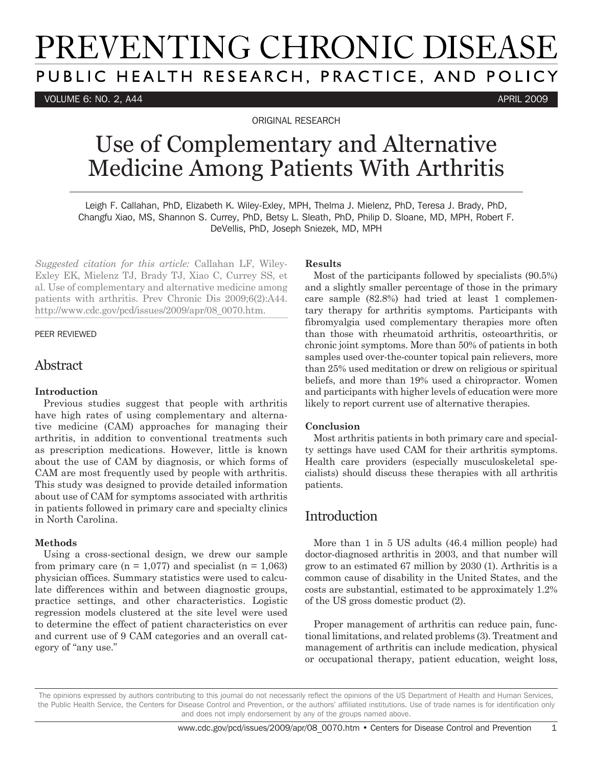# PREVENTING CHRONIC DISEASE

PUBLIC HEALTH RESEARCH, PRACTICE, AND POLICY

ORIGINAL RESEARCH

# Use of Complementary and Alternative Medicine Among Patients With Arthritis

Leigh F. Callahan, PhD, Elizabeth K. Wiley-Exley, MPH, Thelma J. Mielenz, PhD, Teresa J. Brady, PhD, Changfu Xiao, MS, Shannon S. Currey, PhD, Betsy L. Sleath, PhD, Philip D. Sloane, MD, MPH, Robert F. DeVellis, PhD, Joseph Sniezek, MD, MPH

*Suggested citation for this article:* Callahan LF, Wiley-Exley EK, Mielenz TJ, Brady TJ, Xiao C, Currey SS, et al. Use of complementary and alternative medicine among patients with arthritis. Prev Chronic Dis 2009;6(2):A44. http://www.cdc.gov/pcd/issues/2009/apr/08_0070.htm.

PEER REVIEWED

## Abstract

### Introduction

Previous studies suggest that people with arthritis have high rates of using complementary and alternative medicine (CAM) approaches for managing their arthritis, in addition to conventional treatments such as prescription medications. However, little is known about the use of CAM by diagnosis, or which forms of CAM are most frequently used by people with arthritis. This study was designed to provide detailed information about use of CAM for symptoms associated with arthritis in patients followed in primary care and specialty clinics in North Carolina.

### Methods

Using a cross-sectional design, we drew our sample from primary care (n = 1,077) and specialist (n = 1,063) physician offices. Summary statistics were used to calculate differences within and between diagnostic groups, practice settings, and other characteristics. Logistic regression models clustered at the site level were used to determine the effect of patient characteristics on ever and current use of 9 CAM categories and an overall category of "any use."

### Results

Most of the participants followed by specialists (90.5%) and a slightly smaller percentage of those in the primary care sample (82.8%) had tried at least 1 complementary therapy for arthritis symptoms. Participants with fibromyalgia used complementary therapies more often than those with rheumatoid arthritis, osteoarthritis, or chronic joint symptoms. More than 50% of patients in both samples used over-the-counter topical pain relievers, more than 25% used meditation or drew on religious or spiritual beliefs, and more than 19% used a chiropractor. Women and participants with higher levels of education were more likely to report current use of alternative therapies.

### Conclusion

Most arthritis patients in both primary care and specialty settings have used CAM for their arthritis symptoms. Health care providers (especially musculoskeletal specialists) should discuss these therapies with all arthritis patients.

## Introduction

More than 1 in 5 US adults (46.4 million people) had doctor-diagnosed arthritis in 2003, and that number will grow to an estimated 67 million by 2030 (1). Arthritis is a common cause of disability in the United States, and the costs are substantial, estimated to be approximately 1.2% of the US gross domestic product (2).

Proper management of arthritis can reduce pain, functional limitations, and related problems (3). Treatment and management of arthritis can include medication, physical or occupational therapy, patient education, weight loss,

The opinions expressed by authors contributing to this journal do not necessarily reflect the opinions of the US Department of Health and Human Services, the Public Health Service, the Centers for Disease Control and Prevention, or the authors' affiliated institutions. Use of trade names is for identification only and does not imply endorsement by any of the groups named above.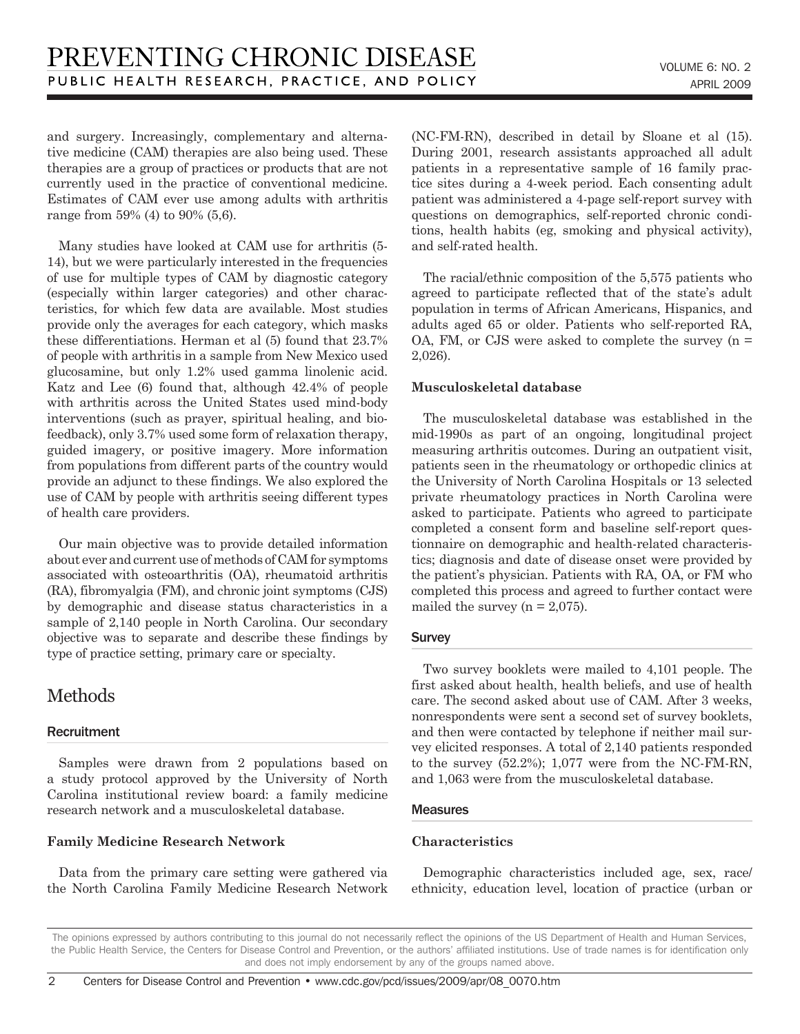and surgery. Increasingly, complementary and alternative medicine (CAM) therapies are also being used. These therapies are a group of practices or products that are not currently used in the practice of conventional medicine. Estimates of CAM ever use among adults with arthritis range from 59% (4) to 90% (5,6).

Many studies have looked at CAM use for arthritis (5-14), but we were particularly interested in the frequencies of use for multiple types of CAM by diagnostic category (especially within larger categories) and other characteristics, for which few data are available. Most studies provide only the averages for each category, which masks these differentiations. Herman et al (5) found that 23.7% of people with arthritis in a sample from New Mexico used glucosamine, but only 1.2% used gamma linolenic acid. Katz and Lee (6) found that, although 42.4% of people with arthritis across the United States used mind-body interventions (such as prayer, spiritual healing, and biofeedback), only 3.7% used some form of relaxation therapy, guided imagery, or positive imagery. More information from populations from different parts of the country would provide an adjunct to these findings. We also explored the use of CAM by people with arthritis seeing different types of health care providers.

Our main objective was to provide detailed information about ever and current use of methods of CAM for symptoms associated with osteoarthritis (OA), rheumatoid arthritis (RA), fibromyalgia (FM), and chronic joint symptoms (CJS) by demographic and disease status characteristics in a sample of 2,140 people in North Carolina. Our secondary objective was to separate and describe these findings by type of practice setting, primary care or specialty.

# Methods

## Recruitment

Samples were drawn from 2 populations based on a study protocol approved by the University of North Carolina institutional review board: a family medicine research network and a musculoskeletal database.

### Family Medicine Research Network

Data from the primary care setting were gathered via the North Carolina Family Medicine Research Network (NC-FM-RN), described in detail by Sloane et al (15). During 2001, research assistants approached all adult patients in a representative sample of 16 family practice sites during a 4-week period. Each consenting adult patient was administered a 4-page self-report survey with questions on demographics, self-reported chronic conditions, health habits (eg, smoking and physical activity), and self-rated health.

The racial/ethnic composition of the 5,575 patients who agreed to participate reflected that of the state's adult population in terms of African Americans, Hispanics, and adults aged 65 or older. Patients who self-reported RA, OA, FM, or CJS were asked to complete the survey (n = 2,026).

### Musculoskeletal database

The musculoskeletal database was established in the mid-1990s as part of an ongoing, longitudinal project measuring arthritis outcomes. During an outpatient visit, patients seen in the rheumatology or orthopedic clinics at the University of North Carolina Hospitals or 13 selected private rheumatology practices in North Carolina were asked to participate. Patients who agreed to participate completed a consent form and baseline self-report questionnaire on demographic and health-related characteristics; diagnosis and date of disease onset were provided by the patient's physician. Patients with RA, OA, or FM who completed this process and agreed to further contact were mailed the survey (n = 2,075).

## Survey

Two survey booklets were mailed to 4,101 people. The first asked about health, health beliefs, and use of health care. The second asked about use of CAM. After 3 weeks, nonrespondents were sent a second set of survey booklets, and then were contacted by telephone if neither mail survey elicited responses. A total of 2,140 patients responded to the survey (52.2%); 1,077 were from the NC-FM-RN, and 1,063 were from the musculoskeletal database.

## Measures

### Characteristics

Demographic characteristics included age, sex, race/ethnicity, education level, location of practice (urban or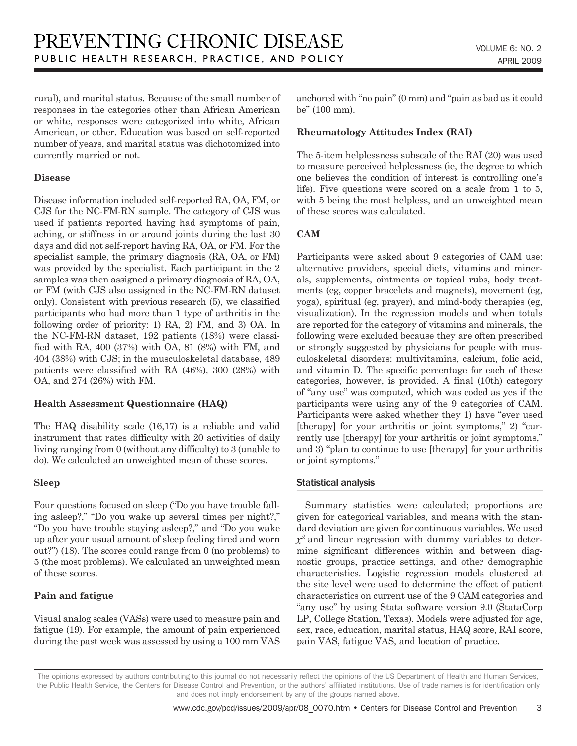rural), and marital status. Because of the small number of responses in the categories other than African American or white, responses were categorized into white, African American, or other. Education was based on self-reported number of years, and marital status was dichotomized into currently married or not.

**Disease**

Disease information included self-reported RA, OA, FM, or CJS for the NC-FM-RN sample. The category of CJS was used if patients reported having had symptoms of pain, aching, or stiffness in or around joints during the last 30 days and did not self-report having RA, OA, or FM. For the specialist sample, the primary diagnosis (RA, OA, or FM) was provided by the specialist. Each participant in the 2 samples was then assigned a primary diagnosis of RA, OA, or FM (with CJS also assigned in the NC-FM-RN dataset only). Consistent with previous research (5), we classified participants who had more than 1 type of arthritis in the following order of priority: 1) RA, 2) FM, and 3) OA. In the NC-FM-RN dataset, 192 patients (18%) were classified with RA, 400 (37%) with OA, 81 (8%) with FM, and 404 (38%) with CJS; in the musculoskeletal database, 489 patients were classified with RA (46%), 300 (28%) with OA, and 274 (26%) with FM.

**Health Assessment Questionnaire (HAQ)**

The HAQ disability scale (16,17) is a reliable and valid instrument that rates difficulty with 20 activities of daily living ranging from 0 (without any difficulty) to 3 (unable to do). We calculated an unweighted mean of these scores.

**Sleep**

Four questions focused on sleep ("Do you have trouble falling asleep?," "Do you wake up several times per night?," "Do you have trouble staying asleep?," and "Do you wake up after your usual amount of sleep feeling tired and worn out?") (18). The scores could range from 0 (no problems) to 5 (the most problems). We calculated an unweighted mean of these scores.

**Pain and fatigue**

Visual analog scales (VASs) were used to measure pain and fatigue (19). For example, the amount of pain experienced during the past week was assessed by using a 100 mm VAS anchored with "no pain" (0 mm) and "pain as bad as it could be" (100 mm).

**Rheumatology Attitudes Index (RAI)**

The 5-item helplessness subscale of the RAI (20) was used to measure perceived helplessness (ie, the degree to which one believes the condition of interest is controlling one's life). Five questions were scored on a scale from 1 to 5, with 5 being the most helpless, and an unweighted mean of these scores was calculated.

**CAM**

Participants were asked about 9 categories of CAM use: alternative providers, special diets, vitamins and minerals, supplements, ointments or topical rubs, body treatments (eg, copper bracelets and magnets), movement (eg, yoga), spiritual (eg, prayer), and mind-body therapies (eg, visualization). In the regression models and when totals are reported for the category of vitamins and minerals, the following were excluded because they are often prescribed or strongly suggested by physicians for people with musculoskeletal disorders: multivitamins, calcium, folic acid, and vitamin D. The specific percentage for each of these categories, however, is provided. A final (10th) category of "any use" was computed, which was coded as yes if the participants were using any of the 9 categories of CAM. Participants were asked whether they 1) have "ever used [therapy] for your arthritis or joint symptoms," 2) "currently use [therapy] for your arthritis or joint symptoms," and 3) "plan to continue to use [therapy] for your arthritis or joint symptoms."

## Statistical analysis

Summary statistics were calculated; proportions are given for categorical variables, and means with the standard deviation are given for continuous variables. We used $\chi^2$ and linear regression with dummy variables to determine significant differences within and between diagnostic groups, practice settings, and other demographic characteristics. Logistic regression models clustered at the site level were used to determine the effect of patient characteristics on current use of the 9 CAM categories and "any use" by using Stata software version 9.0 (StataCorp LP, College Station, Texas). Models were adjusted for age, sex, race, education, marital status, HAQ score, RAI score, pain VAS, fatigue VAS, and location of practice.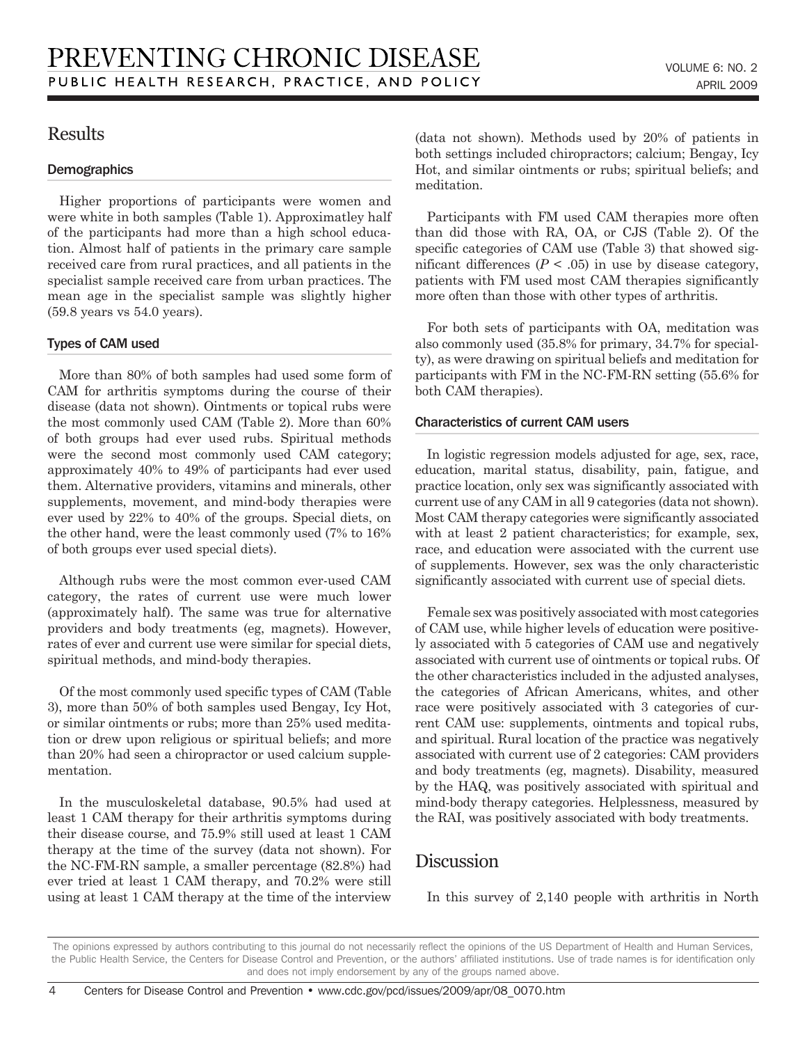## Results

### Demographics

Higher proportions of participants were women and were white in both samples (Table 1). Approximatley half of the participants had more than a high school education. Almost half of patients in the primary care sample received care from rural practices, and all patients in the specialist sample received care from urban practices. The mean age in the specialist sample was slightly higher (59.8 years vs 54.0 years).

### Types of CAM used

More than 80% of both samples had used some form of CAM for arthritis symptoms during the course of their disease (data not shown). Ointments or topical rubs were the most commonly used CAM (Table 2). More than 60% of both groups had ever used rubs. Spiritual methods were the second most commonly used CAM category; approximately 40% to 49% of participants had ever used them. Alternative providers, vitamins and minerals, other supplements, movement, and mind-body therapies were ever used by 22% to 40% of the groups. Special diets, on the other hand, were the least commonly used (7% to 16% of both groups ever used special diets).

Although rubs were the most common ever-used CAM category, the rates of current use were much lower (approximately half). The same was true for alternative providers and body treatments (eg, magnets). However, rates of ever and current use were similar for special diets, spiritual methods, and mind-body therapies.

Of the most commonly used specific types of CAM (Table 3), more than 50% of both samples used Bengay, Icy Hot, or similar ointments or rubs; more than 25% used meditation or drew upon religious or spiritual beliefs; and more than 20% had seen a chiropractor or used calcium supplementation.

In the musculoskeletal database, 90.5% had used at least 1 CAM therapy for their arthritis symptoms during their disease course, and 75.9% still used at least 1 CAM therapy at the time of the survey (data not shown). For the NC-FM-RN sample, a smaller percentage (82.8%) had ever tried at least 1 CAM therapy, and 70.2% were still using at least 1 CAM therapy at the time of the interview (data not shown). Methods used by 20% of patients in both settings included chiropractors; calcium; Bengay, Icy Hot, and similar ointments or rubs; spiritual beliefs; and meditation.

Participants with FM used CAM therapies more often than did those with RA, OA, or CJS (Table 2). Of the specific categories of CAM use (Table 3) that showed significant differences ($P < .05$) in use by disease category, patients with FM used most CAM therapies significantly more often than those with other types of arthritis.

For both sets of participants with OA, meditation was also commonly used (35.8% for primary, 34.7% for specialty), as were drawing on spiritual beliefs and meditation for participants with FM in the NC-FM-RN setting (55.6% for both CAM therapies).

### Characteristics of current CAM users

In logistic regression models adjusted for age, sex, race, education, marital status, disability, pain, fatigue, and practice location, only sex was significantly associated with current use of any CAM in all 9 categories (data not shown). Most CAM therapy categories were significantly associated with at least 2 patient characteristics; for example, sex, race, and education were associated with the current use of supplements. However, sex was the only characteristic significantly associated with current use of special diets.

Female sex was positively associated with most categories of CAM use, while higher levels of education were positively associated with 5 categories of CAM use and negatively associated with current use of ointments or topical rubs. Of the other characteristics included in the adjusted analyses, the categories of African Americans, whites, and other race were positively associated with 3 categories of current CAM use: supplements, ointments and topical rubs, and spiritual. Rural location of the practice was negatively associated with current use of 2 categories: CAM providers and body treatments (eg, magnets). Disability, measured by the HAQ, was positively associated with spiritual and mind-body therapy categories. Helplessness, measured by the RAI, was positively associated with body treatments.

## Discussion

In this survey of 2,140 people with arthritis in North

The opinions expressed by authors contributing to this journal do not necessarily reflect the opinions of the US Department of Health and Human Services, the Public Health Service, the Centers for Disease Control and Prevention, or the authors' affiliated institutions. Use of trade names is for identification only and does not imply endorsement by any of the groups named above.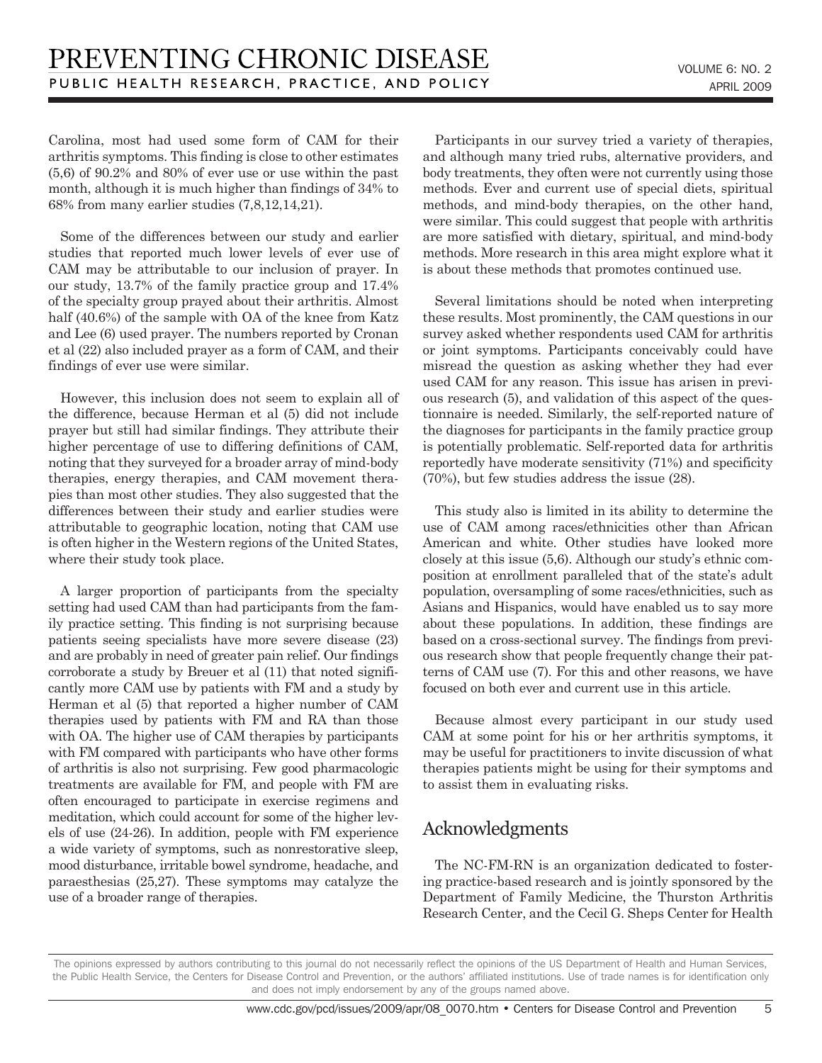Carolina, most had used some form of CAM for their arthritis symptoms. This finding is close to other estimates (5,6) of 90.2% and 80% of ever use or use within the past month, although it is much higher than findings of 34% to 68% from many earlier studies (7,8,12,14,21).

Some of the differences between our study and earlier studies that reported much lower levels of ever use of CAM may be attributable to our inclusion of prayer. In our study, 13.7% of the family practice group and 17.4% of the specialty group prayed about their arthritis. Almost half (40.6%) of the sample with OA of the knee from Katz and Lee (6) used prayer. The numbers reported by Cronan et al (22) also included prayer as a form of CAM, and their findings of ever use were similar.

However, this inclusion does not seem to explain all of the difference, because Herman et al (5) did not include prayer but still had similar findings. They attribute their higher percentage of use to differing definitions of CAM, noting that they surveyed for a broader array of mind-body therapies, energy therapies, and CAM movement therapies than most other studies. They also suggested that the differences between their study and earlier studies were attributable to geographic location, noting that CAM use is often higher in the Western regions of the United States, where their study took place.

A larger proportion of participants from the specialty setting had used CAM than had participants from the family practice setting. This finding is not surprising because patients seeing specialists have more severe disease (23) and are probably in need of greater pain relief. Our findings corroborate a study by Breuer et al (11) that noted significantly more CAM use by patients with FM and a study by Herman et al (5) that reported a higher number of CAM therapies used by patients with FM and RA than those with OA. The higher use of CAM therapies by participants with FM compared with participants who have other forms of arthritis is also not surprising. Few good pharmacologic treatments are available for FM, and people with FM are often encouraged to participate in exercise regimens and meditation, which could account for some of the higher levels of use (24-26). In addition, people with FM experience a wide variety of symptoms, such as nonrestorative sleep, mood disturbance, irritable bowel syndrome, headache, and paraesthesias (25,27). These symptoms may catalyze the use of a broader range of therapies.

Participants in our survey tried a variety of therapies, and although many tried rubs, alternative providers, and body treatments, they often were not currently using those methods. Ever and current use of special diets, spiritual methods, and mind-body therapies, on the other hand, were similar. This could suggest that people with arthritis are more satisfied with dietary, spiritual, and mind-body methods. More research in this area might explore what it is about these methods that promotes continued use.

Several limitations should be noted when interpreting these results. Most prominently, the CAM questions in our survey asked whether respondents used CAM for arthritis or joint symptoms. Participants conceivably could have misread the question as asking whether they had ever used CAM for any reason. This issue has arisen in previous research (5), and validation of this aspect of the questionnaire is needed. Similarly, the self-reported nature of the diagnoses for participants in the family practice group is potentially problematic. Self-reported data for arthritis reportedly have moderate sensitivity (71%) and specificity (70%), but few studies address the issue (28).

This study also is limited in its ability to determine the use of CAM among races/ethnicities other than African American and white. Other studies have looked more closely at this issue (5,6). Although our study's ethnic composition at enrollment paralleled that of the state's adult population, oversampling of some races/ethnicities, such as Asians and Hispanics, would have enabled us to say more about these populations. In addition, these findings are based on a cross-sectional survey. The findings from previous research show that people frequently change their patterns of CAM use (7). For this and other reasons, we have focused on both ever and current use in this article.

Because almost every participant in our study used CAM at some point for his or her arthritis symptoms, it may be useful for practitioners to invite discussion of what therapies patients might be using for their symptoms and to assist them in evaluating risks.

## Acknowledgments

The NC-FM-RN is an organization dedicated to fostering practice-based research and is jointly sponsored by the Department of Family Medicine, the Thurston Arthritis Research Center, and the Cecil G. Sheps Center for Health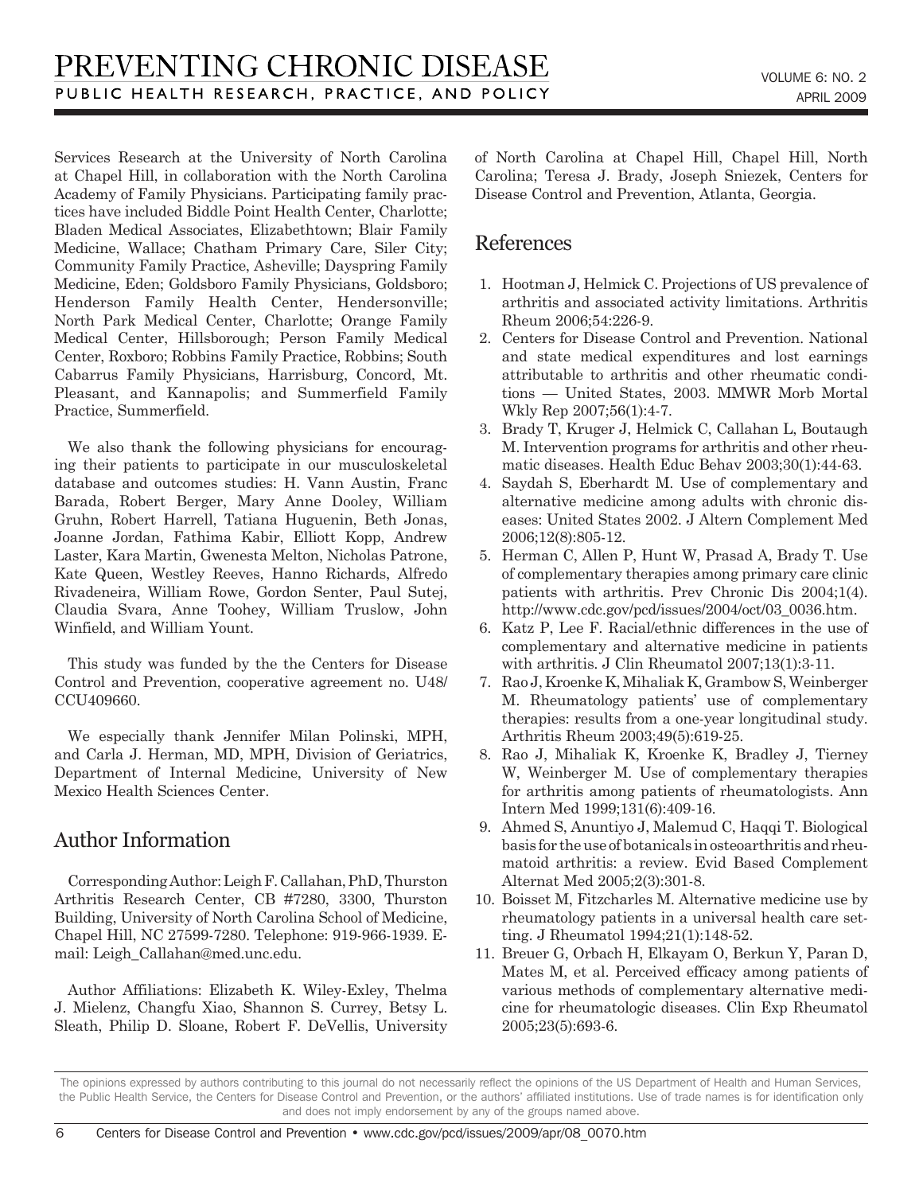Services Research at the University of North Carolina at Chapel Hill, in collaboration with the North Carolina Academy of Family Physicians. Participating family practices have included Biddle Point Health Center, Charlotte; Bladen Medical Associates, Elizabethtown; Blair Family Medicine, Wallace; Chatham Primary Care, Siler City; Community Family Practice, Asheville; Dayspring Family Medicine, Eden; Goldsboro Family Physicians, Goldsboro; Henderson Family Health Center, Hendersonville; North Park Medical Center, Charlotte; Orange Family Medical Center, Hillsborough; Person Family Medical Center, Roxboro; Robbins Family Practice, Robbins; South Cabarrus Family Physicians, Harrisburg, Concord, Mt. Pleasant, and Kannapolis; and Summerfield Family Practice, Summerfield.

We also thank the following physicians for encouraging their patients to participate in our musculoskeletal database and outcomes studies: H. Vann Austin, Franc Barada, Robert Berger, Mary Anne Dooley, William Gruhn, Robert Harrell, Tatiana Huguenin, Beth Jonas, Joanne Jordan, Fathima Kabir, Elliott Kopp, Andrew Laster, Kara Martin, Gwenesta Melton, Nicholas Patrone, Kate Queen, Westley Reeves, Hanno Richards, Alfredo Rivadeneira, William Rowe, Gordon Senter, Paul Sutej, Claudia Svara, Anne Toohey, William Truslow, John Winfield, and William Yount.

This study was funded by the the Centers for Disease Control and Prevention, cooperative agreement no. U48/CCU409660.

We especially thank Jennifer Milan Polinski, MPH, and Carla J. Herman, MD, MPH, Division of Geriatrics, Department of Internal Medicine, University of New Mexico Health Sciences Center.

## Author Information

Corresponding Author: Leigh F. Callahan, PhD, Thurston Arthritis Research Center, CB #7280, 3300, Thurston Building, University of North Carolina School of Medicine, Chapel Hill, NC 27599-7280. Telephone: 919-966-1939. E-mail: Leigh_Callahan@med.unc.edu.

Author Affiliations: Elizabeth K. Wiley-Exley, Thelma J. Mielenz, Changfu Xiao, Shannon S. Currey, Betsy L. Sleath, Philip D. Sloane, Robert F. DeVellis, University of North Carolina at Chapel Hill, Chapel Hill, North Carolina; Teresa J. Brady, Joseph Sniezek, Centers for Disease Control and Prevention, Atlanta, Georgia.

## References

1. Hootman J, Helmick C. Projections of US prevalence of arthritis and associated activity limitations. Arthritis Rheum 2006;54:226-9.
2. Centers for Disease Control and Prevention. National and state medical expenditures and lost earnings attributable to arthritis and other rheumatic conditions — United States, 2003. MMWR Morb Mortal Wkly Rep 2007;56(1):4-7.
3. Brady T, Kruger J, Helmick C, Callahan L, Boutaugh M. Intervention programs for arthritis and other rheumatic diseases. Health Educ Behav 2003;30(1):44-63.
4. Saydah S, Eberhardt M. Use of complementary and alternative medicine among adults with chronic diseases: United States 2002. J Altern Complement Med 2006;12(8):805-12.
5. Herman C, Allen P, Hunt W, Prasad A, Brady T. Use of complementary therapies among primary care clinic patients with arthritis. Prev Chronic Dis 2004;1(4). http://www.cdc.gov/pcd/issues/2004/oct/03_0036.htm.
6. Katz P, Lee F. Racial/ethnic differences in the use of complementary and alternative medicine in patients with arthritis. J Clin Rheumatol 2007;13(1):3-11.
7. Rao J, Kroenke K, Mihaliak K, Grambow S, Weinberger M. Rheumatology patients' use of complementary therapies: results from a one-year longitudinal study. Arthritis Rheum 2003;49(5):619-25.
8. Rao J, Mihaliak K, Kroenke K, Bradley J, Tierney W, Weinberger M. Use of complementary therapies for arthritis among patients of rheumatologists. Ann Intern Med 1999;131(6):409-16.
9. Ahmed S, Anuntiyo J, Malemud C, Haqqi T. Biological basis for the use of botanicals in osteoarthritis and rheumatoid arthritis: a review. Evid Based Complement Alternat Med 2005;2(3):301-8.
10. Boisset M, Fitzcharles M. Alternative medicine use by rheumatology patients in a universal health care setting. J Rheumatol 1994;21(1):148-52.
11. Breuer G, Orbach H, Elkayam O, Berkun Y, Paran D, Mates M, et al. Perceived efficacy among patients of various methods of complementary alternative medicine for rheumatologic diseases. Clin Exp Rheumatol 2005;23(5):693-6.

The opinions expressed by authors contributing to this journal do not necessarily reflect the opinions of the US Department of Health and Human Services, the Public Health Service, the Centers for Disease Control and Prevention, or the authors' affiliated institutions. Use of trade names is for identification only and does not imply endorsement by any of the groups named above.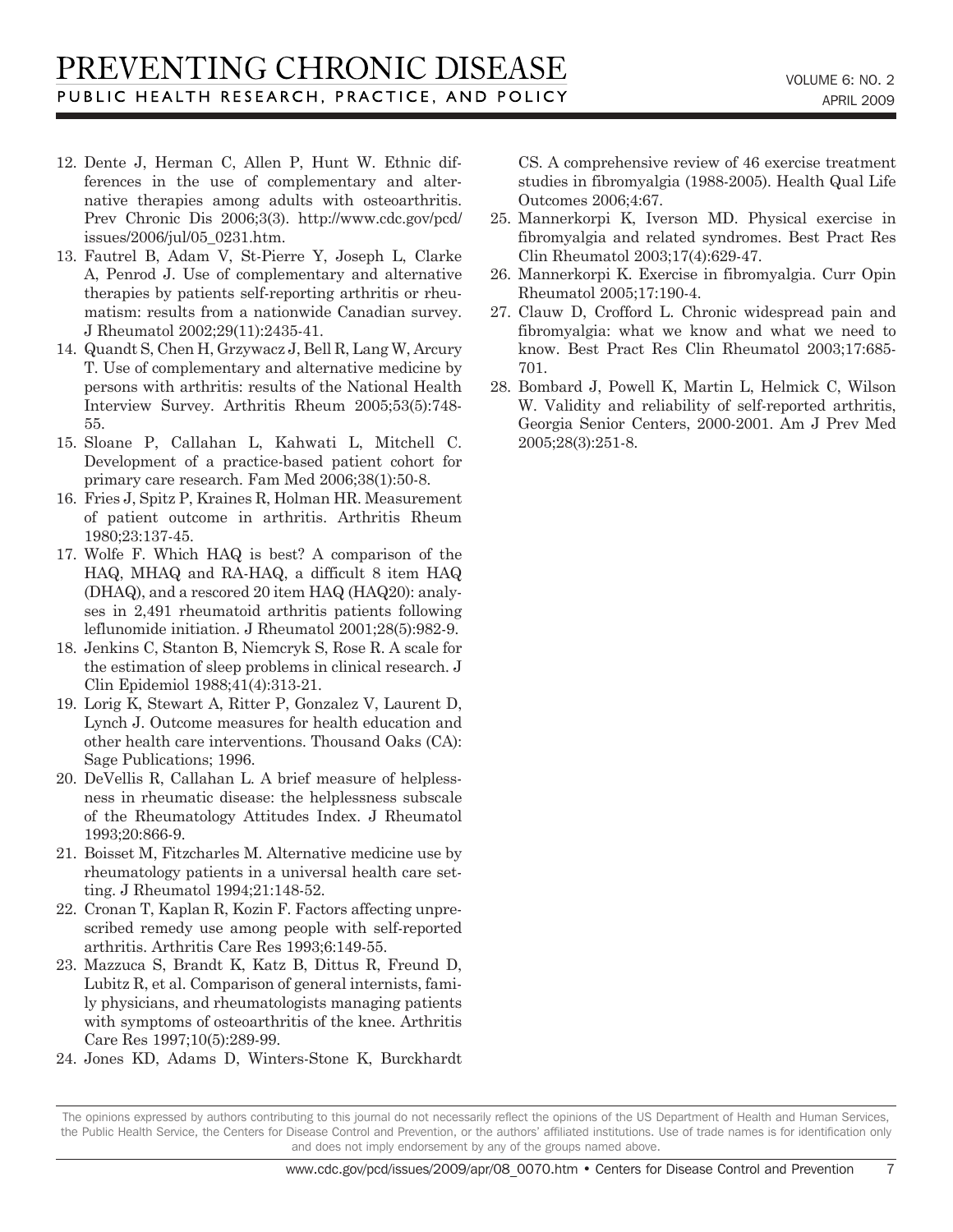12. Dente J, Herman C, Allen P, Hunt W. Ethnic differences in the use of complementary and alternative therapies among adults with osteoarthritis. Prev Chronic Dis 2006;3(3). http://www.cdc.gov/pcd/issues/2006/jul/05_0231.htm.
13. Fautrel B, Adam V, St-Pierre Y, Joseph L, Clarke A, Penrod J. Use of complementary and alternative therapies by patients self-reporting arthritis or rheumatism: results from a nationwide Canadian survey. J Rheumatol 2002;29(11):2435-41.
14. Quandt S, Chen H, Grzywacz J, Bell R, Lang W, Arcury T. Use of complementary and alternative medicine by persons with arthritis: results of the National Health Interview Survey. Arthritis Rheum 2005;53(5):748-55.
15. Sloane P, Callahan L, Kahwati L, Mitchell C. Development of a practice-based patient cohort for primary care research. Fam Med 2006;38(1):50-8.
16. Fries J, Spitz P, Kraines R, Holman HR. Measurement of patient outcome in arthritis. Arthritis Rheum 1980;23:137-45.
17. Wolfe F. Which HAQ is best? A comparison of the HAQ, MHAQ and RA-HAQ, a difficult 8 item HAQ (DHAQ), and a rescored 20 item HAQ (HAQ20): analyses in 2,491 rheumatoid arthritis patients following leflunomide initiation. J Rheumatol 2001;28(5):982-9.
18. Jenkins C, Stanton B, Niemcryk S, Rose R. A scale for the estimation of sleep problems in clinical research. J Clin Epidemiol 1988;41(4):313-21.
19. Lorig K, Stewart A, Ritter P, Gonzalez V, Laurent D, Lynch J. Outcome measures for health education and other health care interventions. Thousand Oaks (CA): Sage Publications; 1996.
20. DeVellis R, Callahan L. A brief measure of helplessness in rheumatic disease: the helplessness subscale of the Rheumatology Attitudes Index. J Rheumatol 1993;20:866-9.
21. Boisset M, Fitzcharles M. Alternative medicine use by rheumatology patients in a universal health care setting. J Rheumatol 1994;21:148-52.
22. Cronan T, Kaplan R, Kozin F. Factors affecting unprescribed remedy use among people with self-reported arthritis. Arthritis Care Res 1993;6:149-55.
23. Mazzuca S, Brandt K, Katz B, Dittus R, Freund D, Lubitz R, et al. Comparison of general internists, family physicians, and rheumatologists managing patients with symptoms of osteoarthritis of the knee. Arthritis Care Res 1997;10(5):289-99.
24. Jones KD, Adams D, Winters-Stone K, Burckhardt CS. A comprehensive review of 46 exercise treatment studies in fibromyalgia (1988-2005). Health Qual Life Outcomes 2006;4:67.
25. Mannerkorpi K, Iverson MD. Physical exercise in fibromyalgia and related syndromes. Best Pract Res Clin Rheumatol 2003;17(4):629-47.
26. Mannerkorpi K. Exercise in fibromyalgia. Curr Opin Rheumatol 2005;17:190-4.
27. Clauw D, Crofford L. Chronic widespread pain and fibromyalgia: what we know and what we need to know. Best Pract Res Clin Rheumatol 2003;17:685-701.
28. Bombard J, Powell K, Martin L, Helmick C, Wilson W. Validity and reliability of self-reported arthritis, Georgia Senior Centers, 2000-2001. Am J Prev Med 2005;28(3):251-8.

The opinions expressed by authors contributing to this journal do not necessarily reflect the opinions of the US Department of Health and Human Services, the Public Health Service, the Centers for Disease Control and Prevention, or the authors' affiliated institutions. Use of trade names is for identification only and does not imply endorsement by any of the groups named above.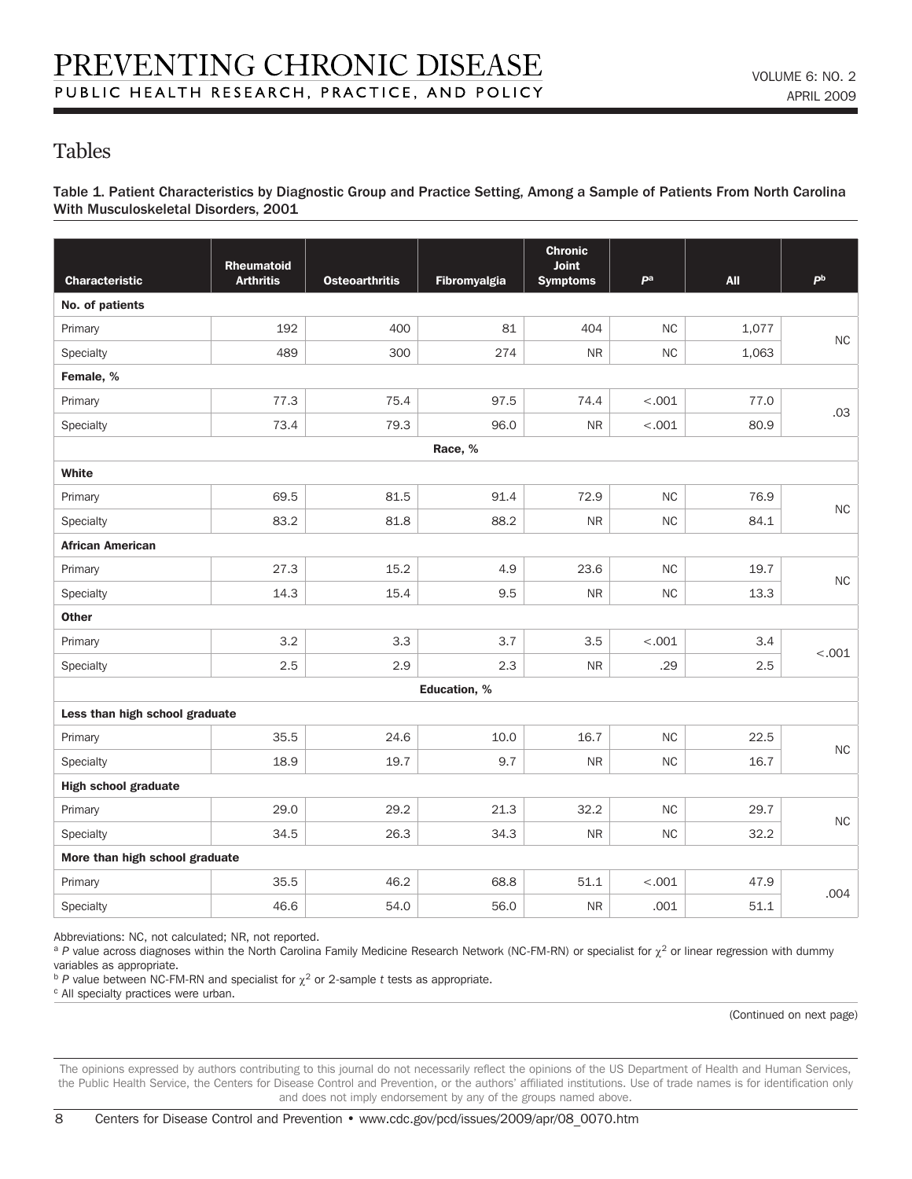## Tables

**Table 1. Patient Characteristics by Diagnostic Group and Practice Setting, Among a Sample of Patients From North Carolina With Musculoskeletal Disorders, 2001**

| Characteristic | Rheumatoid Arthritis | Osteoarthritis | Fibromyalgia | Chronic Joint Symptoms | *P*[a] | All | *P*[b] |
|---|---|---|---|---|---|---|---|
| **No. of patients** | | | | | | | |
| Primary | 192 | 400 | 81 | 404 | NC | 1,077 | NC |
| Specialty | 489 | 300 | 274 | NR | NC | 1,063 | |
| **Female, %** | | | | | | | |
| Primary | 77.3 | 75.4 | 97.5 | 74.4 | <.001 | 77.0 | .03 |
| Specialty | 73.4 | 79.3 | 96.0 | NR | <.001 | 80.9 | |
| **Race, %** | | | | | | | |
| **White** | | | | | | | |
| Primary | 69.5 | 81.5 | 91.4 | 72.9 | NC | 76.9 | NC |
| Specialty | 83.2 | 81.8 | 88.2 | NR | NC | 84.1 | |
| **African American** | | | | | | | |
| Primary | 27.3 | 15.2 | 4.9 | 23.6 | NC | 19.7 | NC |
| Specialty | 14.3 | 15.4 | 9.5 | NR | NC | 13.3 | |
| **Other** | | | | | | | |
| Primary | 3.2 | 3.3 | 3.7 | 3.5 | <.001 | 3.4 | <.001 |
| Specialty | 2.5 | 2.9 | 2.3 | NR | .29 | 2.5 | |
| **Education, %** | | | | | | | |
| **Less than high school graduate** | | | | | | | |
| Primary | 35.5 | 24.6 | 10.0 | 16.7 | NC | 22.5 | NC |
| Specialty | 18.9 | 19.7 | 9.7 | NR | NC | 16.7 | |
| **High school graduate** | | | | | | | |
| Primary | 29.0 | 29.2 | 21.3 | 32.2 | NC | 29.7 | NC |
| Specialty | 34.5 | 26.3 | 34.3 | NR | NC | 32.2 | |
| **More than high school graduate** | | | | | | | |
| Primary | 35.5 | 46.2 | 68.8 | 51.1 | <.001 | 47.9 | .004 |
| Specialty | 46.6 | 54.0 | 56.0 | NR | .001 | 51.1 | |

Abbreviations: NC, not calculated; NR, not reported.

[a] *P* value across diagnoses within the North Carolina Family Medicine Research Network (NC-FM-RN) or specialist for $\chi^2$ or linear regression with dummy variables as appropriate.

[b] *P* value between NC-FM-RN and specialist for $\chi^2$ or 2-sample *t* tests as appropriate.

[c] All specialty practices were urban.

(Continued on next page)

The opinions expressed by authors contributing to this journal do not necessarily reflect the opinions of the US Department of Health and Human Services, the Public Health Service, the Centers for Disease Control and Prevention, or the authors' affiliated institutions. Use of trade names is for identification only and does not imply endorsement by any of the groups named above.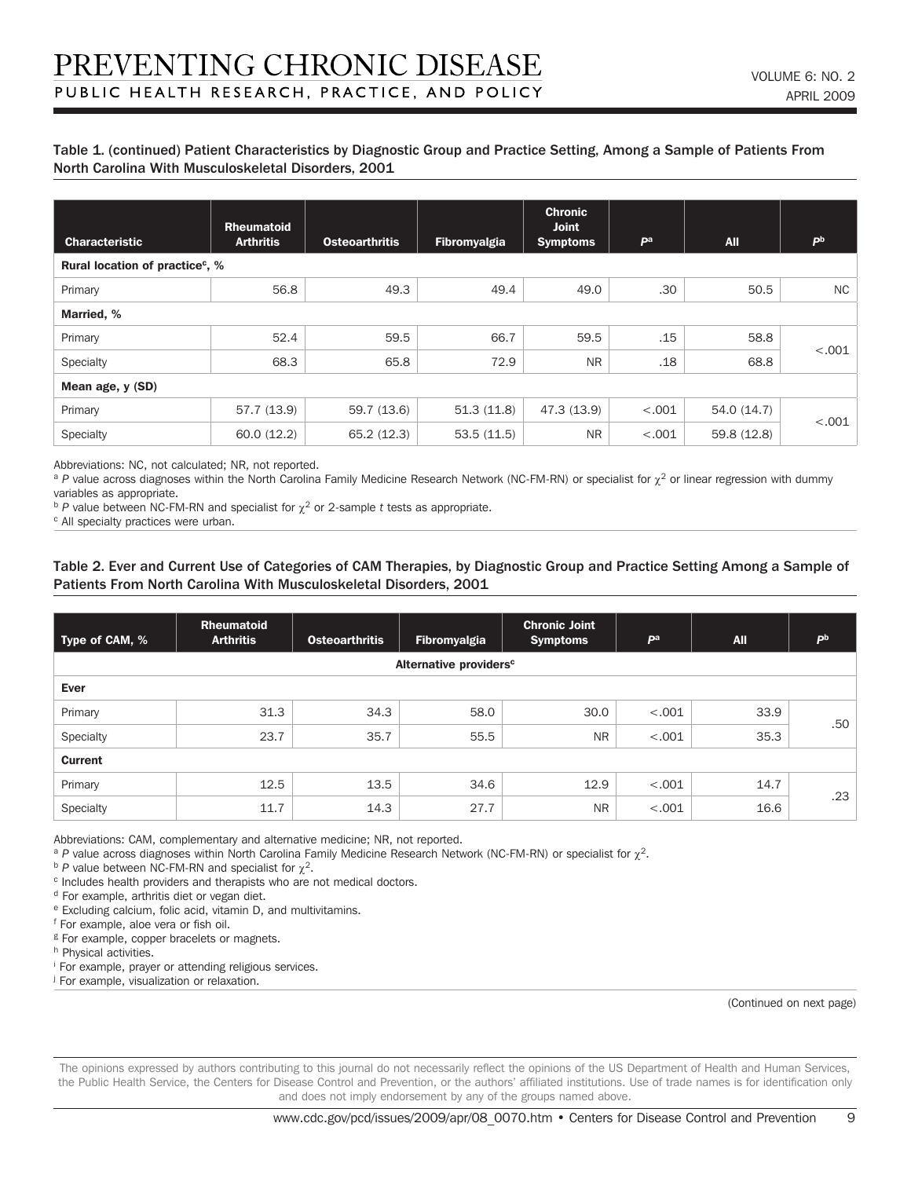Table 1. (continued) Patient Characteristics by Diagnostic Group and Practice Setting, Among a Sample of Patients From North Carolina With Musculoskeletal Disorders, 2001

| Characteristic | Rheumatoid Arthritis | Osteoarthritis | Fibromyalgia | Chronic Joint Symptoms | P[a] | All | P[b] |
|---|---|---|---|---|---|---|---|
| **Rural location of practice[c], %** | | | | | | | |
| Primary | 56.8 | 49.3 | 49.4 | 49.0 | .30 | 50.5 | NC |
| **Married, %** | | | | | | | |
| Primary | 52.4 | 59.5 | 66.7 | 59.5 | .15 | 58.8 | <.001 |
| Specialty | 68.3 | 65.8 | 72.9 | NR | .18 | 68.8 | |
| **Mean age, y (SD)** | | | | | | | |
| Primary | 57.7 (13.9) | 59.7 (13.6) | 51.3 (11.8) | 47.3 (13.9) | <.001 | 54.0 (14.7) | <.001 |
| Specialty | 60.0 (12.2) | 65.2 (12.3) | 53.5 (11.5) | NR | <.001 | 59.8 (12.8) | |

Abbreviations: NC, not calculated; NR, not reported.

[a] *P* value across diagnoses within the North Carolina Family Medicine Research Network (NC-FM-RN) or specialist for $\chi^2$ or linear regression with dummy variables as appropriate.

[b] *P* value between NC-FM-RN and specialist for $\chi^2$ or 2-sample *t* tests as appropriate.

[c] All specialty practices were urban.

Table 2. Ever and Current Use of Categories of CAM Therapies, by Diagnostic Group and Practice Setting Among a Sample of Patients From North Carolina With Musculoskeletal Disorders, 2001

| Type of CAM, % | Rheumatoid Arthritis | Osteoarthritis | Fibromyalgia | Chronic Joint Symptoms | P[a] | All | P[b] |
|---|---|---|---|---|---|---|---|
| | | | Alternative providers[c] | | | | |
| **Ever** | | | | | | | |
| Primary | 31.3 | 34.3 | 58.0 | 30.0 | <.001 | 33.9 | .50 |
| Specialty | 23.7 | 35.7 | 55.5 | NR | <.001 | 35.3 | |
| **Current** | | | | | | | |
| Primary | 12.5 | 13.5 | 34.6 | 12.9 | <.001 | 14.7 | .23 |
| Specialty | 11.7 | 14.3 | 27.7 | NR | <.001 | 16.6 | |

Abbreviations: CAM, complementary and alternative medicine; NR, not reported.

[a] *P* value across diagnoses within North Carolina Family Medicine Research Network (NC-FM-RN) or specialist for $\chi^2$.

[b] *P* value between NC-FM-RN and specialist for $\chi^2$.

[c] Includes health providers and therapists who are not medical doctors.

[d] For example, arthritis diet or vegan diet.

[e] Excluding calcium, folic acid, vitamin D, and multivitamins.

[f] For example, aloe vera or fish oil.

[g] For example, copper bracelets or magnets.

[h] Physical activities.

[i] For example, prayer or attending religious services.

[j] For example, visualization or relaxation.

(Continued on next page)

The opinions expressed by authors contributing to this journal do not necessarily reflect the opinions of the US Department of Health and Human Services, the Public Health Service, the Centers for Disease Control and Prevention, or the authors' affiliated institutions. Use of trade names is for identification only and does not imply endorsement by any of the groups named above.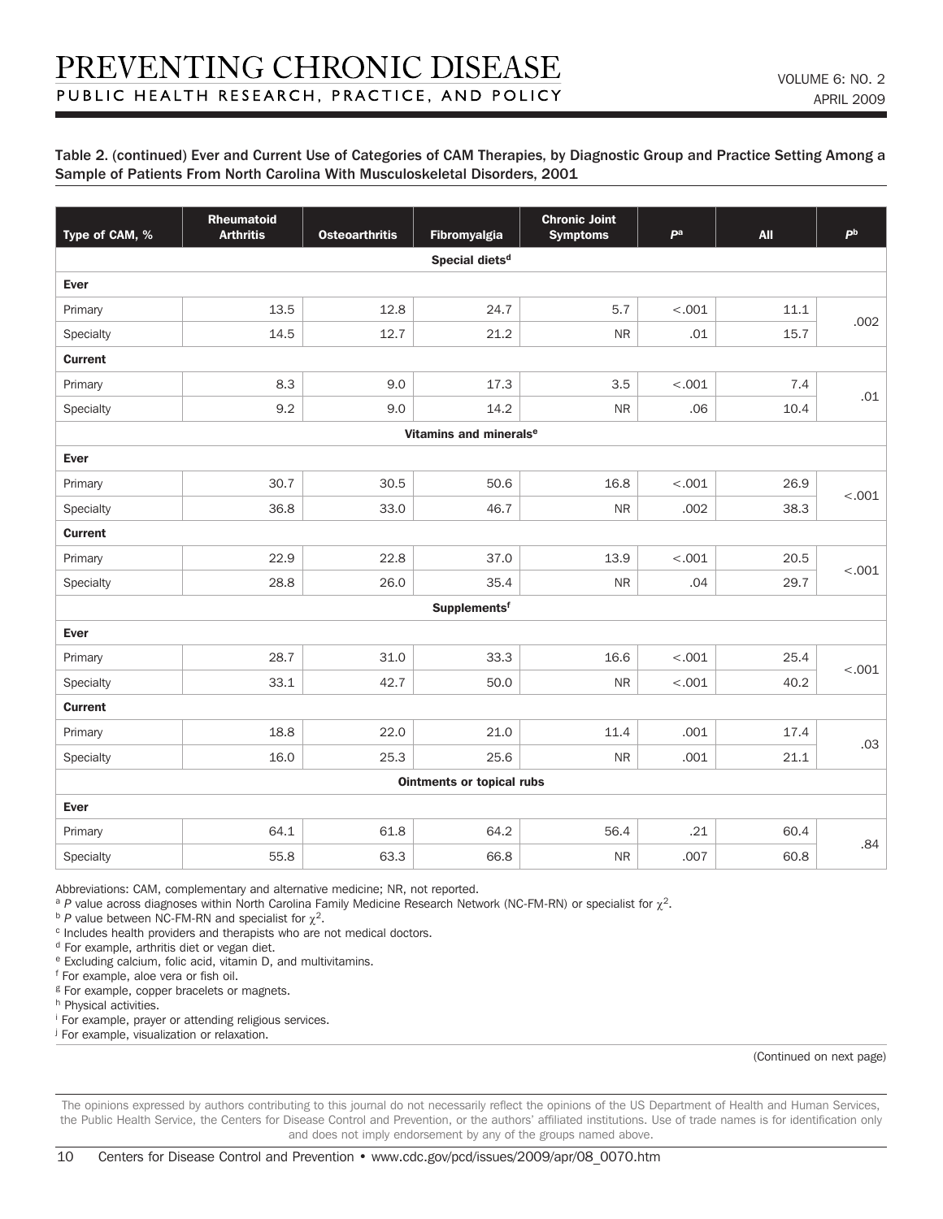Table 2. (continued) Ever and Current Use of Categories of CAM Therapies, by Diagnostic Group and Practice Setting Among a Sample of Patients From North Carolina With Musculoskeletal Disorders, 2001

| Type of CAM, % | Rheumatoid Arthritis | Osteoarthritis | Fibromyalgia | Chronic Joint Symptoms | P[a] | All | P[b] |
|---|---|---|---|---|---|---|---|
| **Special diets[d]** | | | | | | | |
| **Ever** | | | | | | | |
| Primary | 13.5 | 12.8 | 24.7 | 5.7 | <.001 | 11.1 | .002 |
| Specialty | 14.5 | 12.7 | 21.2 | NR | .01 | 15.7 | |
| **Current** | | | | | | | |
| Primary | 8.3 | 9.0 | 17.3 | 3.5 | <.001 | 7.4 | .01 |
| Specialty | 9.2 | 9.0 | 14.2 | NR | .06 | 10.4 | |
| **Vitamins and minerals[e]** | | | | | | | |
| **Ever** | | | | | | | |
| Primary | 30.7 | 30.5 | 50.6 | 16.8 | <.001 | 26.9 | <.001 |
| Specialty | 36.8 | 33.0 | 46.7 | NR | .002 | 38.3 | |
| **Current** | | | | | | | |
| Primary | 22.9 | 22.8 | 37.0 | 13.9 | <.001 | 20.5 | <.001 |
| Specialty | 28.8 | 26.0 | 35.4 | NR | .04 | 29.7 | |
| **Supplements[f]** | | | | | | | |
| **Ever** | | | | | | | |
| Primary | 28.7 | 31.0 | 33.3 | 16.6 | <.001 | 25.4 | <.001 |
| Specialty | 33.1 | 42.7 | 50.0 | NR | <.001 | 40.2 | |
| **Current** | | | | | | | |
| Primary | 18.8 | 22.0 | 21.0 | 11.4 | .001 | 17.4 | .03 |
| Specialty | 16.0 | 25.3 | 25.6 | NR | .001 | 21.1 | |
| **Ointments or topical rubs** | | | | | | | |
| **Ever** | | | | | | | |
| Primary | 64.1 | 61.8 | 64.2 | 56.4 | .21 | 60.4 | .84 |
| Specialty | 55.8 | 63.3 | 66.8 | NR | .007 | 60.8 | |

Abbreviations: CAM, complementary and alternative medicine; NR, not reported.

[a] *P* value across diagnoses within North Carolina Family Medicine Research Network (NC-FM-RN) or specialist for $\chi^2$.

[b] *P* value between NC-FM-RN and specialist for $\chi^2$.

[c] Includes health providers and therapists who are not medical doctors.

[d] For example, arthritis diet or vegan diet.

[e] Excluding calcium, folic acid, vitamin D, and multivitamins.

[f] For example, aloe vera or fish oil.

[g] For example, copper bracelets or magnets.

[h] Physical activities.

[i] For example, prayer or attending religious services.

[j] For example, visualization or relaxation.

(Continued on next page)

The opinions expressed by authors contributing to this journal do not necessarily reflect the opinions of the US Department of Health and Human Services, the Public Health Service, the Centers for Disease Control and Prevention, or the authors' affiliated institutions. Use of trade names is for identification only and does not imply endorsement by any of the groups named above.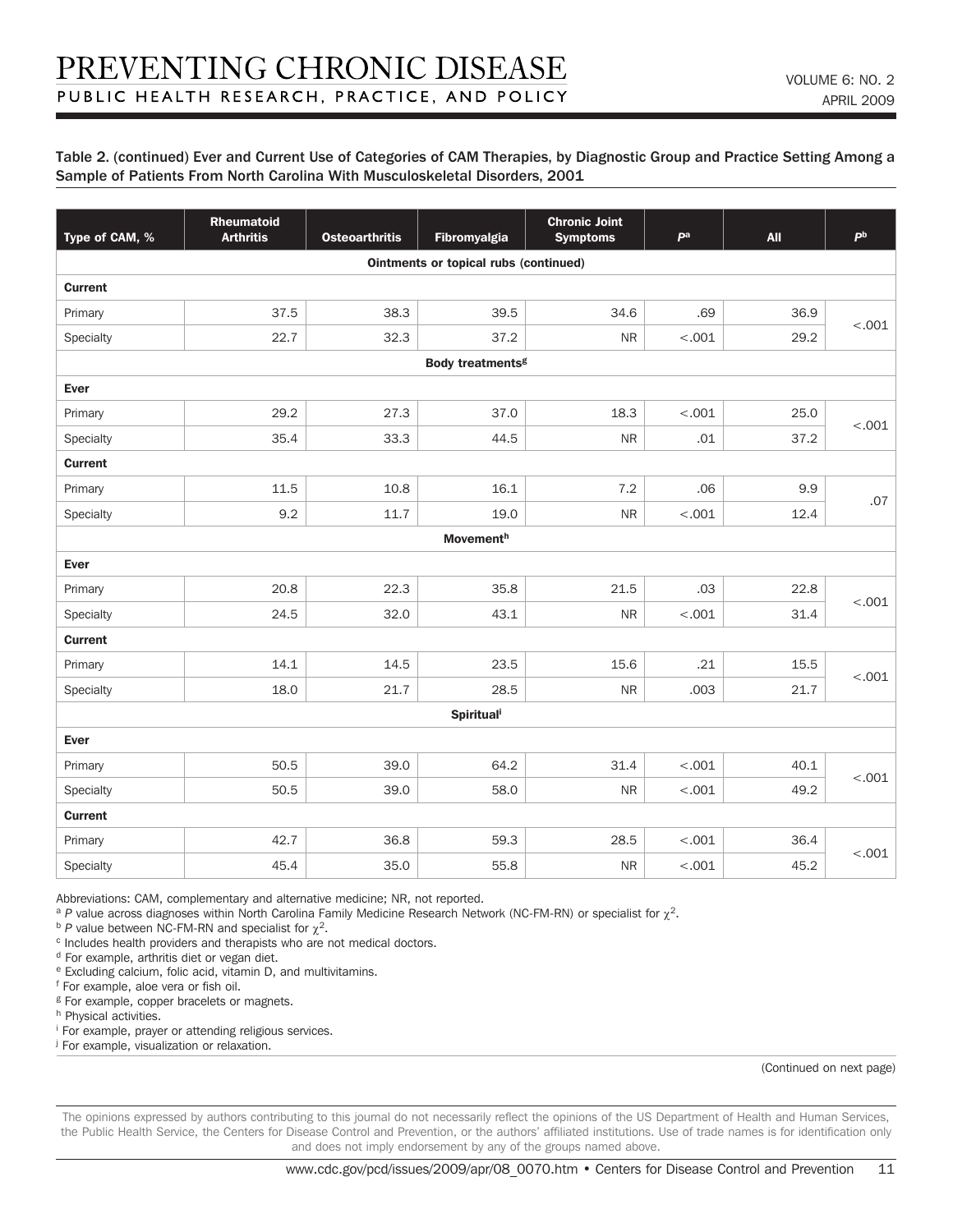Table 2. (continued) Ever and Current Use of Categories of CAM Therapies, by Diagnostic Group and Practice Setting Among a Sample of Patients From North Carolina With Musculoskeletal Disorders, 2001

| Type of CAM, % | Rheumatoid Arthritis | Osteoarthritis | Fibromyalgia | Chronic Joint Symptoms | P[a] | All | P[b] |
|---|---|---|---|---|---|---|---|
| **Ointments or topical rubs (continued)** | | | | | | | |
| **Current** | | | | | | | |
| Primary | 37.5 | 38.3 | 39.5 | 34.6 | .69 | 36.9 | <.001 |
| Specialty | 22.7 | 32.3 | 37.2 | NR | <.001 | 29.2 | |
| **Body treatments[g]** | | | | | | | |
| **Ever** | | | | | | | |
| Primary | 29.2 | 27.3 | 37.0 | 18.3 | <.001 | 25.0 | <.001 |
| Specialty | 35.4 | 33.3 | 44.5 | NR | .01 | 37.2 | |
| **Current** | | | | | | | |
| Primary | 11.5 | 10.8 | 16.1 | 7.2 | .06 | 9.9 | .07 |
| Specialty | 9.2 | 11.7 | 19.0 | NR | <.001 | 12.4 | |
| **Movement[h]** | | | | | | | |
| **Ever** | | | | | | | |
| Primary | 20.8 | 22.3 | 35.8 | 21.5 | .03 | 22.8 | <.001 |
| Specialty | 24.5 | 32.0 | 43.1 | NR | <.001 | 31.4 | |
| **Current** | | | | | | | |
| Primary | 14.1 | 14.5 | 23.5 | 15.6 | .21 | 15.5 | <.001 |
| Specialty | 18.0 | 21.7 | 28.5 | NR | .003 | 21.7 | |
| **Spiritual[i]** | | | | | | | |
| **Ever** | | | | | | | |
| Primary | 50.5 | 39.0 | 64.2 | 31.4 | <.001 | 40.1 | <.001 |
| Specialty | 50.5 | 39.0 | 58.0 | NR | <.001 | 49.2 | |
| **Current** | | | | | | | |
| Primary | 42.7 | 36.8 | 59.3 | 28.5 | <.001 | 36.4 | <.001 |
| Specialty | 45.4 | 35.0 | 55.8 | NR | <.001 | 45.2 | |

Abbreviations: CAM, complementary and alternative medicine; NR, not reported.

[a] P value across diagnoses within North Carolina Family Medicine Research Network (NC-FM-RN) or specialist for $\chi^2$.

[b] P value between NC-FM-RN and specialist for $\chi^2$.

[c] Includes health providers and therapists who are not medical doctors.

[d] For example, arthritis diet or vegan diet.

[e] Excluding calcium, folic acid, vitamin D, and multivitamins.

[f] For example, aloe vera or fish oil.

[g] For example, copper bracelets or magnets.

[h] Physical activities.

[i] For example, prayer or attending religious services.

[j] For example, visualization or relaxation.

(Continued on next page)

The opinions expressed by authors contributing to this journal do not necessarily reflect the opinions of the US Department of Health and Human Services, the Public Health Service, the Centers for Disease Control and Prevention, or the authors' affiliated institutions. Use of trade names is for identification only and does not imply endorsement by any of the groups named above.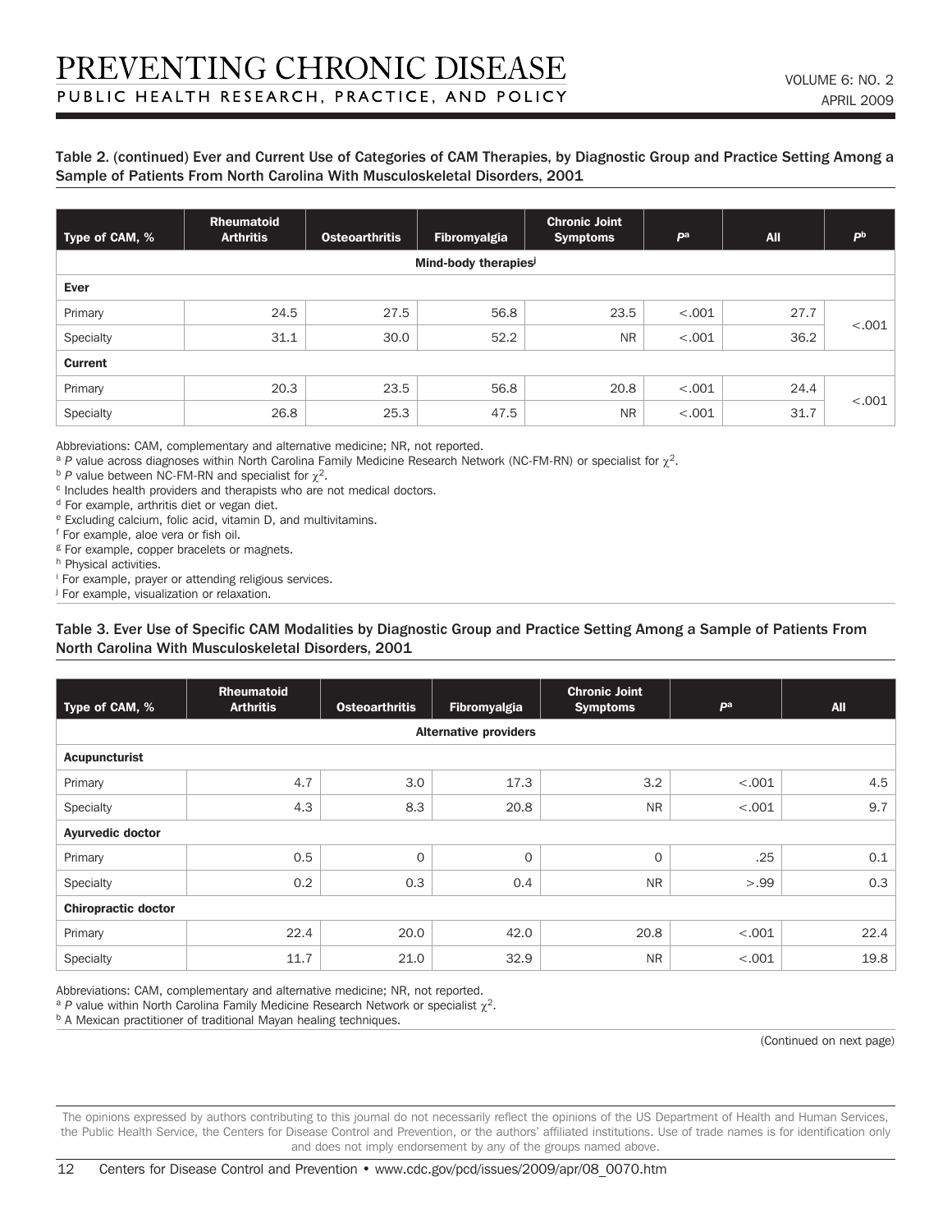Table 2. (continued) Ever and Current Use of Categories of CAM Therapies, by Diagnostic Group and Practice Setting Among a Sample of Patients From North Carolina With Musculoskeletal Disorders, 2001

| Type of CAM, % | Rheumatoid Arthritis | Osteoarthritis | Fibromyalgia | Chronic Joint Symptoms | P[a] | All | P[b] |
|---|---|---|---|---|---|---|---|
| **Mind-body therapies[j]** | | | | | | | |
| **Ever** | | | | | | | |
| Primary | 24.5 | 27.5 | 56.8 | 23.5 | <.001 | 27.7 | <.001 |
| Specialty | 31.1 | 30.0 | 52.2 | NR | <.001 | 36.2 | |
| **Current** | | | | | | | |
| Primary | 20.3 | 23.5 | 56.8 | 20.8 | <.001 | 24.4 | <.001 |
| Specialty | 26.8 | 25.3 | 47.5 | NR | <.001 | 31.7 | |

Abbreviations: CAM, complementary and alternative medicine; NR, not reported.
[a] P value across diagnoses within North Carolina Family Medicine Research Network (NC-FM-RN) or specialist for $\chi^2$.
[b] P value between NC-FM-RN and specialist for $\chi^2$.
[c] Includes health providers and therapists who are not medical doctors.
[d] For example, arthritis diet or vegan diet.
[e] Excluding calcium, folic acid, vitamin D, and multivitamins.
[f] For example, aloe vera or fish oil.
[g] For example, copper bracelets or magnets.
[h] Physical activities.
[i] For example, prayer or attending religious services.
[j] For example, visualization or relaxation.

Table 3. Ever Use of Specific CAM Modalities by Diagnostic Group and Practice Setting Among a Sample of Patients From North Carolina With Musculoskeletal Disorders, 2001

| Type of CAM, % | Rheumatoid Arthritis | Osteoarthritis | Fibromyalgia | Chronic Joint Symptoms | P[a] | All |
|---|---|---|---|---|---|---|
| **Alternative providers** | | | | | | |
| **Acupuncturist** | | | | | | |
| Primary | 4.7 | 3.0 | 17.3 | 3.2 | <.001 | 4.5 |
| Specialty | 4.3 | 8.3 | 20.8 | NR | <.001 | 9.7 |
| **Ayurvedic doctor** | | | | | | |
| Primary | 0.5 | 0 | 0 | 0 | .25 | 0.1 |
| Specialty | 0.2 | 0.3 | 0.4 | NR | >.99 | 0.3 |
| **Chiropractic doctor** | | | | | | |
| Primary | 22.4 | 20.0 | 42.0 | 20.8 | <.001 | 22.4 |
| Specialty | 11.7 | 21.0 | 32.9 | NR | <.001 | 19.8 |

Abbreviations: CAM, complementary and alternative medicine; NR, not reported.
[a] P value within North Carolina Family Medicine Research Network or specialist $\chi^2$.
[b] A Mexican practitioner of traditional Mayan healing techniques.

(Continued on next page)

The opinions expressed by authors contributing to this journal do not necessarily reflect the opinions of the US Department of Health and Human Services, the Public Health Service, the Centers for Disease Control and Prevention, or the authors' affiliated institutions. Use of trade names is for identification only and does not imply endorsement by any of the groups named above.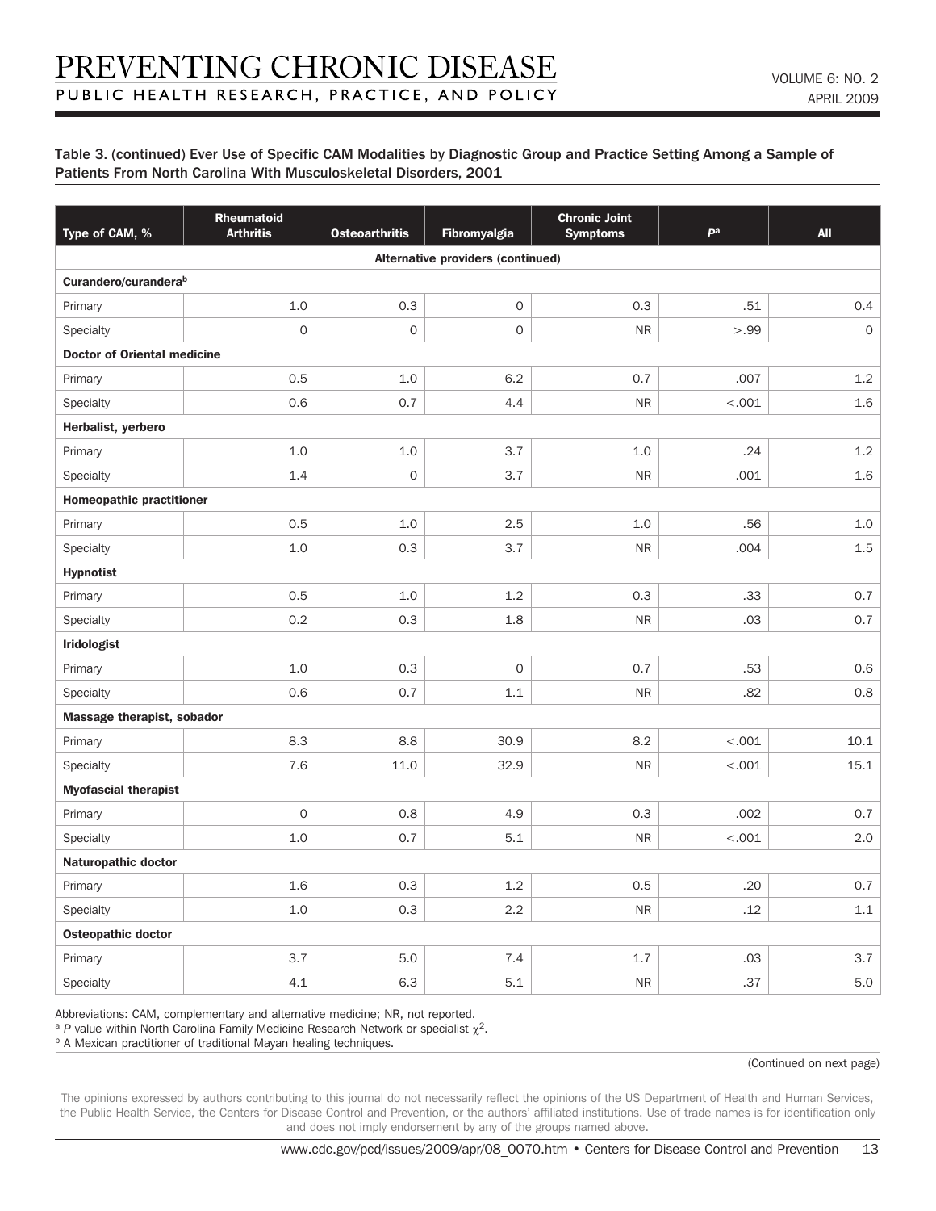Table 3. (continued) Ever Use of Specific CAM Modalities by Diagnostic Group and Practice Setting Among a Sample of Patients From North Carolina With Musculoskeletal Disorders, 2001

| Type of CAM, % | Rheumatoid Arthritis | Osteoarthritis | Fibromyalgia | Chronic Joint Symptoms | *P*[a] | All |
|---|---|---|---|---|---|---|
| **Alternative providers (continued)** | | | | | | |
| **Curandero/curandera[b]** | | | | | | |
| Primary | 1.0 | 0.3 | 0 | 0.3 | .51 | 0.4 |
| Specialty | 0 | 0 | 0 | NR | >.99 | 0 |
| **Doctor of Oriental medicine** | | | | | | |
| Primary | 0.5 | 1.0 | 6.2 | 0.7 | .007 | 1.2 |
| Specialty | 0.6 | 0.7 | 4.4 | NR | <.001 | 1.6 |
| **Herbalist, yerbero** | | | | | | |
| Primary | 1.0 | 1.0 | 3.7 | 1.0 | .24 | 1.2 |
| Specialty | 1.4 | 0 | 3.7 | NR | .001 | 1.6 |
| **Homeopathic practitioner** | | | | | | |
| Primary | 0.5 | 1.0 | 2.5 | 1.0 | .56 | 1.0 |
| Specialty | 1.0 | 0.3 | 3.7 | NR | .004 | 1.5 |
| **Hypnotist** | | | | | | |
| Primary | 0.5 | 1.0 | 1.2 | 0.3 | .33 | 0.7 |
| Specialty | 0.2 | 0.3 | 1.8 | NR | .03 | 0.7 |
| **Iridologist** | | | | | | |
| Primary | 1.0 | 0.3 | 0 | 0.7 | .53 | 0.6 |
| Specialty | 0.6 | 0.7 | 1.1 | NR | .82 | 0.8 |
| **Massage therapist, sobador** | | | | | | |
| Primary | 8.3 | 8.8 | 30.9 | 8.2 | <.001 | 10.1 |
| Specialty | 7.6 | 11.0 | 32.9 | NR | <.001 | 15.1 |
| **Myofascial therapist** | | | | | | |
| Primary | 0 | 0.8 | 4.9 | 0.3 | .002 | 0.7 |
| Specialty | 1.0 | 0.7 | 5.1 | NR | <.001 | 2.0 |
| **Naturopathic doctor** | | | | | | |
| Primary | 1.6 | 0.3 | 1.2 | 0.5 | .20 | 0.7 |
| Specialty | 1.0 | 0.3 | 2.2 | NR | .12 | 1.1 |
| **Osteopathic doctor** | | | | | | |
| Primary | 3.7 | 5.0 | 7.4 | 1.7 | .03 | 3.7 |
| Specialty | 4.1 | 6.3 | 5.1 | NR | .37 | 5.0 |

Abbreviations: CAM, complementary and alternative medicine; NR, not reported.

[a] *P* value within North Carolina Family Medicine Research Network or specialist $\chi^2$.

[b] A Mexican practitioner of traditional Mayan healing techniques.

(Continued on next page)

The opinions expressed by authors contributing to this journal do not necessarily reflect the opinions of the US Department of Health and Human Services, the Public Health Service, the Centers for Disease Control and Prevention, or the authors' affiliated institutions. Use of trade names is for identification only and does not imply endorsement by any of the groups named above.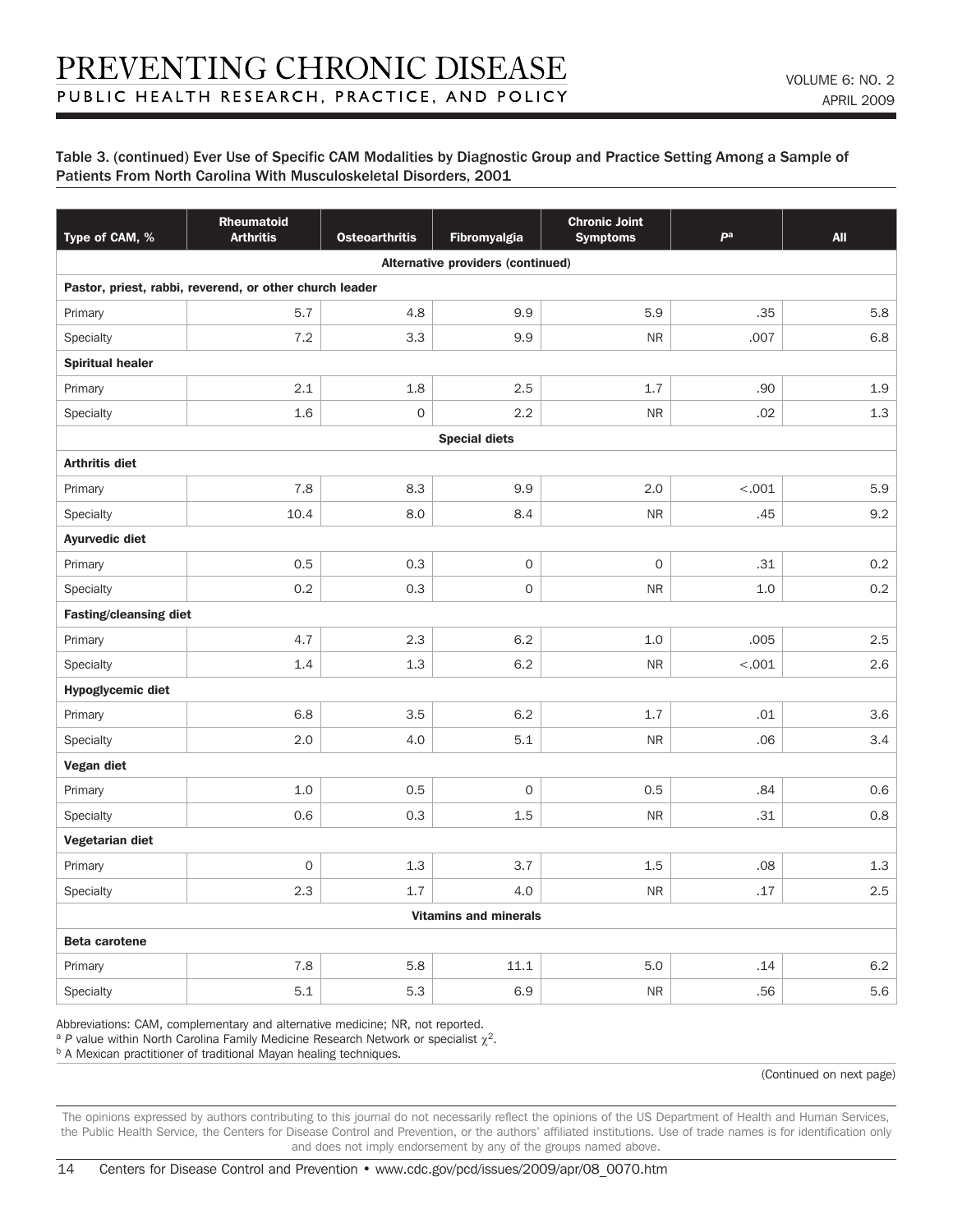Table 3. (continued) Ever Use of Specific CAM Modalities by Diagnostic Group and Practice Setting Among a Sample of Patients From North Carolina With Musculoskeletal Disorders, 2001

| Type of CAM, % | Rheumatoid Arthritis | Osteoarthritis | Fibromyalgia | Chronic Joint Symptoms | P[a] | All |
|---|---|---|---|---|---|---|
| **Alternative providers (continued)** | | | | | | |
| **Pastor, priest, rabbi, reverend, or other church leader** | | | | | | |
| Primary | 5.7 | 4.8 | 9.9 | 5.9 | .35 | 5.8 |
| Specialty | 7.2 | 3.3 | 9.9 | NR | .007 | 6.8 |
| **Spiritual healer** | | | | | | |
| Primary | 2.1 | 1.8 | 2.5 | 1.7 | .90 | 1.9 |
| Specialty | 1.6 | 0 | 2.2 | NR | .02 | 1.3 |
| **Special diets** | | | | | | |
| **Arthritis diet** | | | | | | |
| Primary | 7.8 | 8.3 | 9.9 | 2.0 | <.001 | 5.9 |
| Specialty | 10.4 | 8.0 | 8.4 | NR | .45 | 9.2 |
| **Ayurvedic diet** | | | | | | |
| Primary | 0.5 | 0.3 | 0 | 0 | .31 | 0.2 |
| Specialty | 0.2 | 0.3 | 0 | NR | 1.0 | 0.2 |
| **Fasting/cleansing diet** | | | | | | |
| Primary | 4.7 | 2.3 | 6.2 | 1.0 | .005 | 2.5 |
| Specialty | 1.4 | 1.3 | 6.2 | NR | <.001 | 2.6 |
| **Hypoglycemic diet** | | | | | | |
| Primary | 6.8 | 3.5 | 6.2 | 1.7 | .01 | 3.6 |
| Specialty | 2.0 | 4.0 | 5.1 | NR | .06 | 3.4 |
| **Vegan diet** | | | | | | |
| Primary | 1.0 | 0.5 | 0 | 0.5 | .84 | 0.6 |
| Specialty | 0.6 | 0.3 | 1.5 | NR | .31 | 0.8 |
| **Vegetarian diet** | | | | | | |
| Primary | 0 | 1.3 | 3.7 | 1.5 | .08 | 1.3 |
| Specialty | 2.3 | 1.7 | 4.0 | NR | .17 | 2.5 |
| **Vitamins and minerals** | | | | | | |
| **Beta carotene** | | | | | | |
| Primary | 7.8 | 5.8 | 11.1 | 5.0 | .14 | 6.2 |
| Specialty | 5.1 | 5.3 | 6.9 | NR | .56 | 5.6 |

Abbreviations: CAM, complementary and alternative medicine; NR, not reported.

[a] *P* value within North Carolina Family Medicine Research Network or specialist $\chi^2$.

[b] A Mexican practitioner of traditional Mayan healing techniques.

(Continued on next page)

The opinions expressed by authors contributing to this journal do not necessarily reflect the opinions of the US Department of Health and Human Services, the Public Health Service, the Centers for Disease Control and Prevention, or the authors' affiliated institutions. Use of trade names is for identification only and does not imply endorsement by any of the groups named above.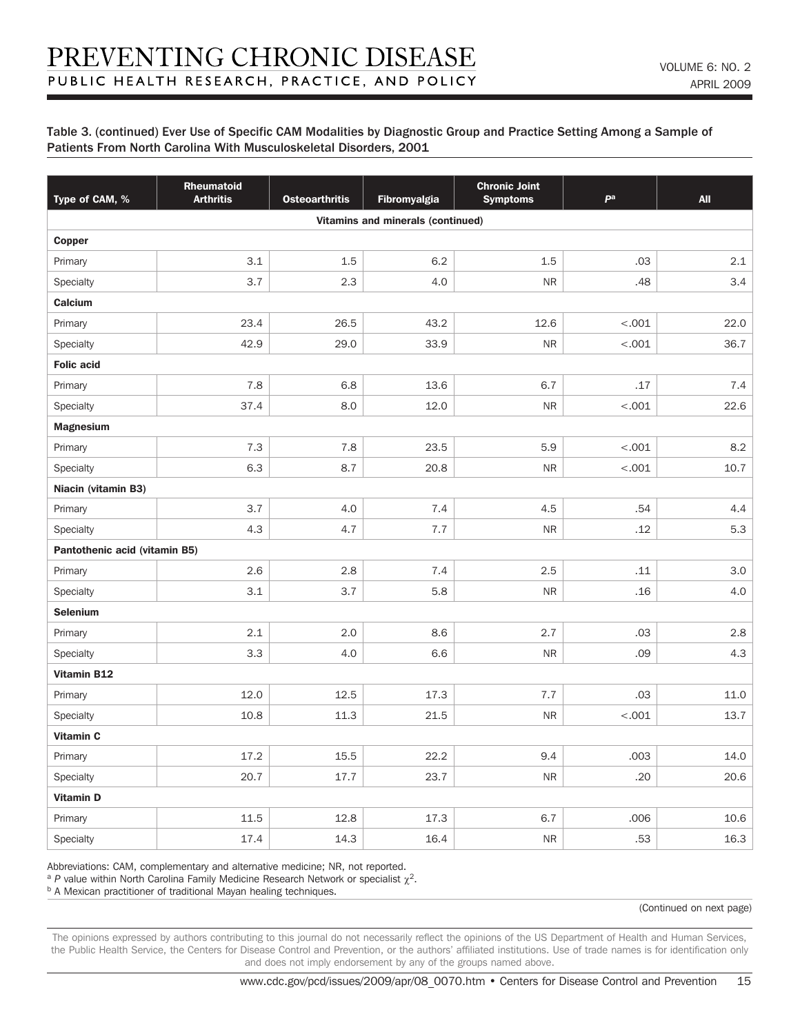Table 3. (continued) Ever Use of Specific CAM Modalities by Diagnostic Group and Practice Setting Among a Sample of Patients From North Carolina With Musculoskeletal Disorders, 2001

| Type of CAM, % | Rheumatoid Arthritis | Osteoarthritis | Fibromyalgia | Chronic Joint Symptoms | *P*[a] | All |
|---|---|---|---|---|---|---|
| **Vitamins and minerals (continued)** | | | | | | |
| **Copper** | | | | | | |
| Primary | 3.1 | 1.5 | 6.2 | 1.5 | .03 | 2.1 |
| Specialty | 3.7 | 2.3 | 4.0 | NR | .48 | 3.4 |
| **Calcium** | | | | | | |
| Primary | 23.4 | 26.5 | 43.2 | 12.6 | <.001 | 22.0 |
| Specialty | 42.9 | 29.0 | 33.9 | NR | <.001 | 36.7 |
| **Folic acid** | | | | | | |
| Primary | 7.8 | 6.8 | 13.6 | 6.7 | .17 | 7.4 |
| Specialty | 37.4 | 8.0 | 12.0 | NR | <.001 | 22.6 |
| **Magnesium** | | | | | | |
| Primary | 7.3 | 7.8 | 23.5 | 5.9 | <.001 | 8.2 |
| Specialty | 6.3 | 8.7 | 20.8 | NR | <.001 | 10.7 |
| **Niacin (vitamin B3)** | | | | | | |
| Primary | 3.7 | 4.0 | 7.4 | 4.5 | .54 | 4.4 |
| Specialty | 4.3 | 4.7 | 7.7 | NR | .12 | 5.3 |
| **Pantothenic acid (vitamin B5)** | | | | | | |
| Primary | 2.6 | 2.8 | 7.4 | 2.5 | .11 | 3.0 |
| Specialty | 3.1 | 3.7 | 5.8 | NR | .16 | 4.0 |
| **Selenium** | | | | | | |
| Primary | 2.1 | 2.0 | 8.6 | 2.7 | .03 | 2.8 |
| Specialty | 3.3 | 4.0 | 6.6 | NR | .09 | 4.3 |
| **Vitamin B12** | | | | | | |
| Primary | 12.0 | 12.5 | 17.3 | 7.7 | .03 | 11.0 |
| Specialty | 10.8 | 11.3 | 21.5 | NR | <.001 | 13.7 |
| **Vitamin C** | | | | | | |
| Primary | 17.2 | 15.5 | 22.2 | 9.4 | .003 | 14.0 |
| Specialty | 20.7 | 17.7 | 23.7 | NR | .20 | 20.6 |
| **Vitamin D** | | | | | | |
| Primary | 11.5 | 12.8 | 17.3 | 6.7 | .006 | 10.6 |
| Specialty | 17.4 | 14.3 | 16.4 | NR | .53 | 16.3 |

Abbreviations: CAM, complementary and alternative medicine; NR, not reported.

[a] *P* value within North Carolina Family Medicine Research Network or specialist $\chi^2$.

[b] A Mexican practitioner of traditional Mayan healing techniques.

(Continued on next page)

The opinions expressed by authors contributing to this journal do not necessarily reflect the opinions of the US Department of Health and Human Services, the Public Health Service, the Centers for Disease Control and Prevention, or the authors' affiliated institutions. Use of trade names is for identification only and does not imply endorsement by any of the groups named above.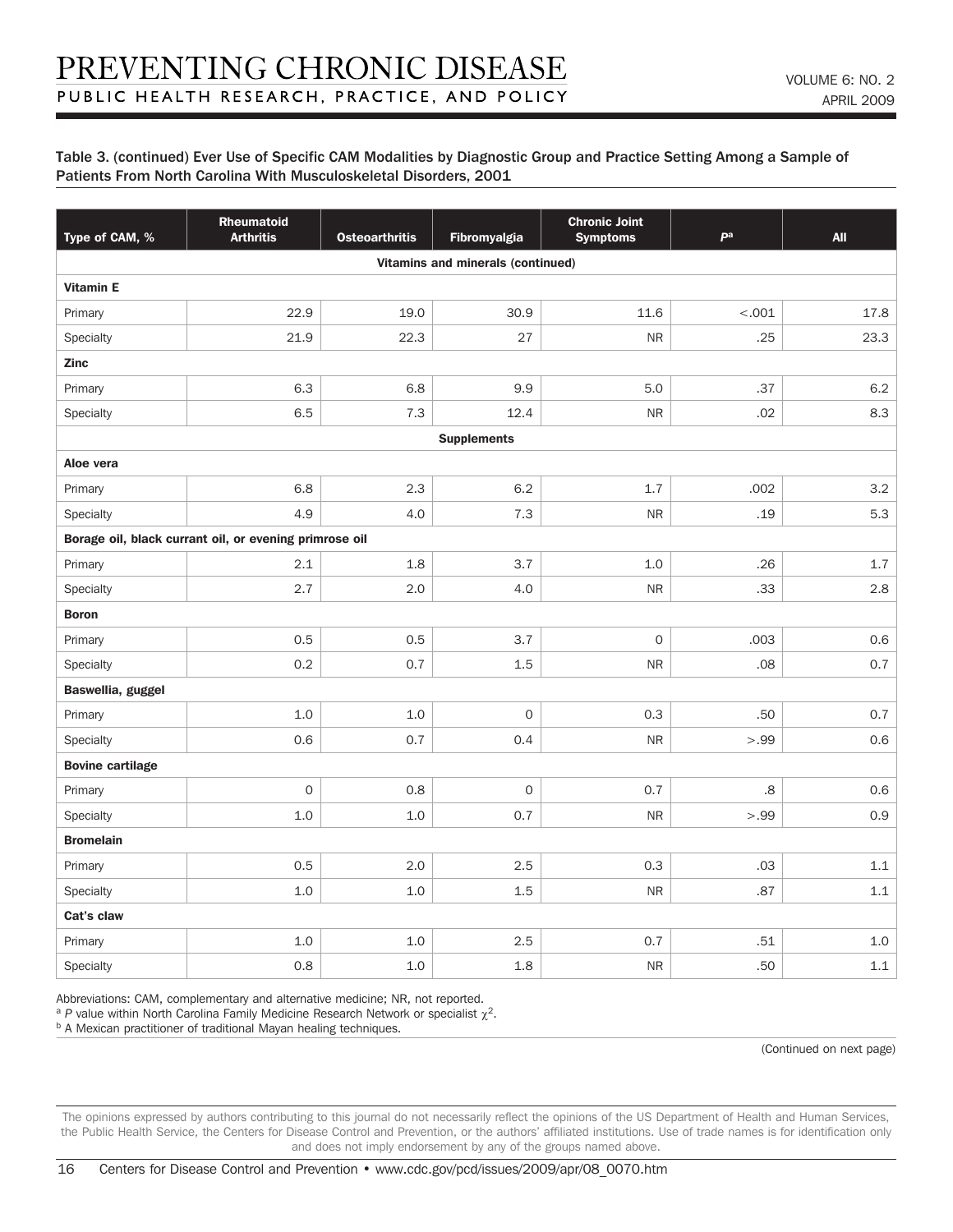Table 3. (continued) Ever Use of Specific CAM Modalities by Diagnostic Group and Practice Setting Among a Sample of Patients From North Carolina With Musculoskeletal Disorders, 2001

| Type of CAM, % | Rheumatoid Arthritis | Osteoarthritis | Fibromyalgia | Chronic Joint Symptoms | P[a] | All |
|---|---|---|---|---|---|---|
| **Vitamins and minerals (continued)** | | | | | | |
| **Vitamin E** | | | | | | |
| Primary | 22.9 | 19.0 | 30.9 | 11.6 | <.001 | 17.8 |
| Specialty | 21.9 | 22.3 | 27 | NR | .25 | 23.3 |
| **Zinc** | | | | | | |
| Primary | 6.3 | 6.8 | 9.9 | 5.0 | .37 | 6.2 |
| Specialty | 6.5 | 7.3 | 12.4 | NR | .02 | 8.3 |
| **Supplements** | | | | | | |
| **Aloe vera** | | | | | | |
| Primary | 6.8 | 2.3 | 6.2 | 1.7 | .002 | 3.2 |
| Specialty | 4.9 | 4.0 | 7.3 | NR | .19 | 5.3 |
| **Borage oil, black currant oil, or evening primrose oil** | | | | | | |
| Primary | 2.1 | 1.8 | 3.7 | 1.0 | .26 | 1.7 |
| Specialty | 2.7 | 2.0 | 4.0 | NR | .33 | 2.8 |
| **Boron** | | | | | | |
| Primary | 0.5 | 0.5 | 3.7 | 0 | .003 | 0.6 |
| Specialty | 0.2 | 0.7 | 1.5 | NR | .08 | 0.7 |
| **Baswellia, guggel** | | | | | | |
| Primary | 1.0 | 1.0 | 0 | 0.3 | .50 | 0.7 |
| Specialty | 0.6 | 0.7 | 0.4 | NR | >.99 | 0.6 |
| **Bovine cartilage** | | | | | | |
| Primary | 0 | 0.8 | 0 | 0.7 | .8 | 0.6 |
| Specialty | 1.0 | 1.0 | 0.7 | NR | >.99 | 0.9 |
| **Bromelain** | | | | | | |
| Primary | 0.5 | 2.0 | 2.5 | 0.3 | .03 | 1.1 |
| Specialty | 1.0 | 1.0 | 1.5 | NR | .87 | 1.1 |
| **Cat's claw** | | | | | | |
| Primary | 1.0 | 1.0 | 2.5 | 0.7 | .51 | 1.0 |
| Specialty | 0.8 | 1.0 | 1.8 | NR | .50 | 1.1 |

Abbreviations: CAM, complementary and alternative medicine; NR, not reported.

[a] *P* value within North Carolina Family Medicine Research Network or specialist $\chi^2$.

[b] A Mexican practitioner of traditional Mayan healing techniques.

(Continued on next page)

The opinions expressed by authors contributing to this journal do not necessarily reflect the opinions of the US Department of Health and Human Services, the Public Health Service, the Centers for Disease Control and Prevention, or the authors' affiliated institutions. Use of trade names is for identification only and does not imply endorsement by any of the groups named above.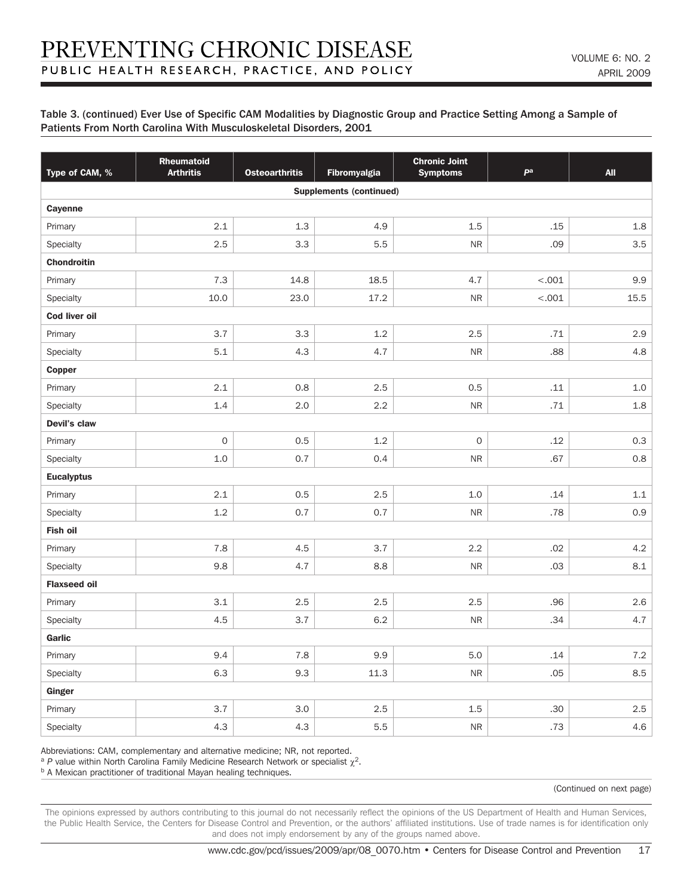Table 3. (continued) Ever Use of Specific CAM Modalities by Diagnostic Group and Practice Setting Among a Sample of Patients From North Carolina With Musculoskeletal Disorders, 2001

| Type of CAM, % | Rheumatoid Arthritis | Osteoarthritis | Fibromyalgia | Chronic Joint Symptoms | *P*[a] | All |
|---|---|---|---|---|---|---|
| **Supplements (continued)** | | | | | | |
| **Cayenne** | | | | | | |
| Primary | 2.1 | 1.3 | 4.9 | 1.5 | .15 | 1.8 |
| Specialty | 2.5 | 3.3 | 5.5 | NR | .09 | 3.5 |
| **Chondroitin** | | | | | | |
| Primary | 7.3 | 14.8 | 18.5 | 4.7 | <.001 | 9.9 |
| Specialty | 10.0 | 23.0 | 17.2 | NR | <.001 | 15.5 |
| **Cod liver oil** | | | | | | |
| Primary | 3.7 | 3.3 | 1.2 | 2.5 | .71 | 2.9 |
| Specialty | 5.1 | 4.3 | 4.7 | NR | .88 | 4.8 |
| **Copper** | | | | | | |
| Primary | 2.1 | 0.8 | 2.5 | 0.5 | .11 | 1.0 |
| Specialty | 1.4 | 2.0 | 2.2 | NR | .71 | 1.8 |
| **Devil's claw** | | | | | | |
| Primary | 0 | 0.5 | 1.2 | 0 | .12 | 0.3 |
| Specialty | 1.0 | 0.7 | 0.4 | NR | .67 | 0.8 |
| **Eucalyptus** | | | | | | |
| Primary | 2.1 | 0.5 | 2.5 | 1.0 | .14 | 1.1 |
| Specialty | 1.2 | 0.7 | 0.7 | NR | .78 | 0.9 |
| **Fish oil** | | | | | | |
| Primary | 7.8 | 4.5 | 3.7 | 2.2 | .02 | 4.2 |
| Specialty | 9.8 | 4.7 | 8.8 | NR | .03 | 8.1 |
| **Flaxseed oil** | | | | | | |
| Primary | 3.1 | 2.5 | 2.5 | 2.5 | .96 | 2.6 |
| Specialty | 4.5 | 3.7 | 6.2 | NR | .34 | 4.7 |
| **Garlic** | | | | | | |
| Primary | 9.4 | 7.8 | 9.9 | 5.0 | .14 | 7.2 |
| Specialty | 6.3 | 9.3 | 11.3 | NR | .05 | 8.5 |
| **Ginger** | | | | | | |
| Primary | 3.7 | 3.0 | 2.5 | 1.5 | .30 | 2.5 |
| Specialty | 4.3 | 4.3 | 5.5 | NR | .73 | 4.6 |

Abbreviations: CAM, complementary and alternative medicine; NR, not reported.
[a] *P* value within North Carolina Family Medicine Research Network or specialist $\chi^2$.
[b] A Mexican practitioner of traditional Mayan healing techniques.

(Continued on next page)

The opinions expressed by authors contributing to this journal do not necessarily reflect the opinions of the US Department of Health and Human Services, the Public Health Service, the Centers for Disease Control and Prevention, or the authors' affiliated institutions. Use of trade names is for identification only and does not imply endorsement by any of the groups named above.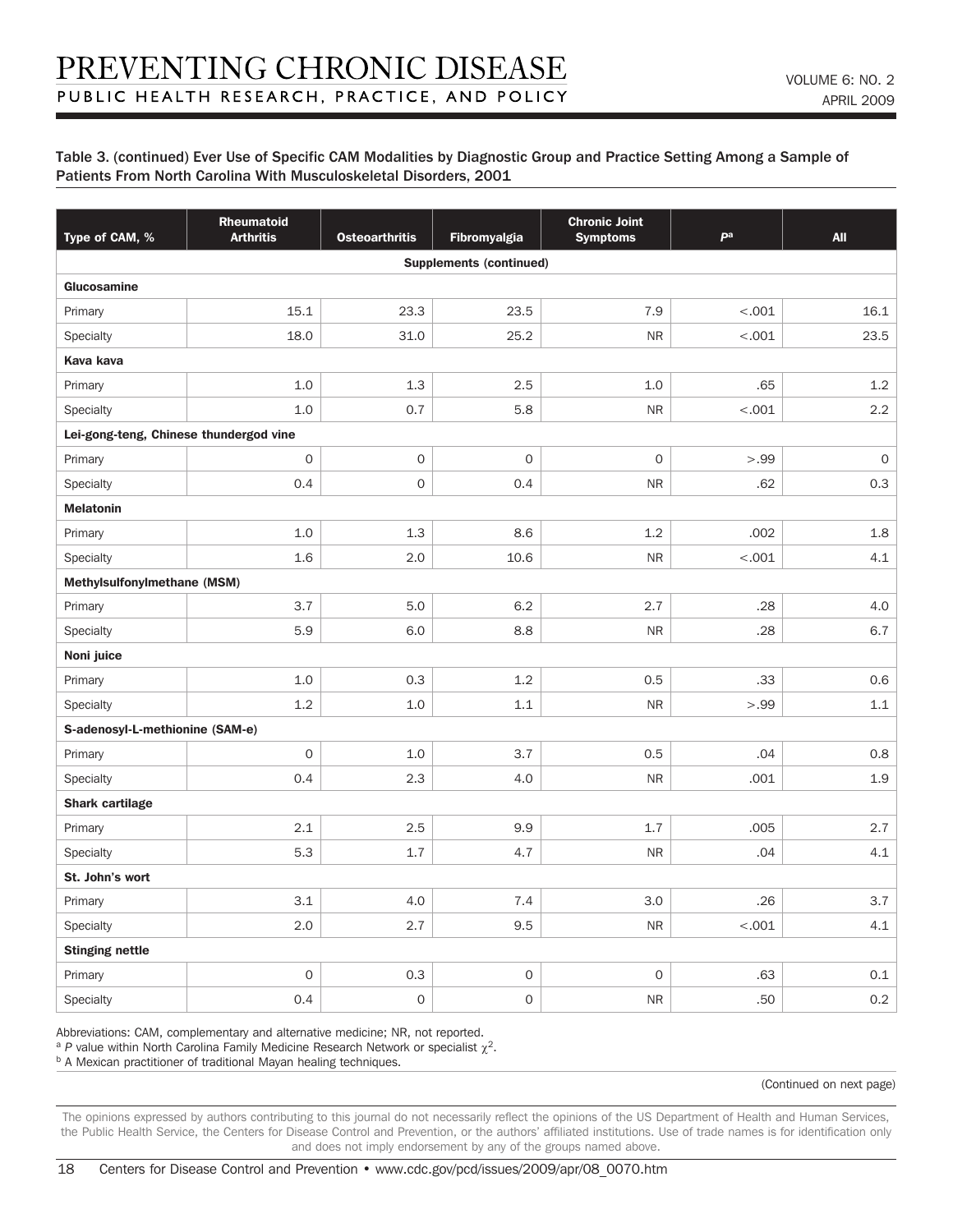Table 3. (continued) Ever Use of Specific CAM Modalities by Diagnostic Group and Practice Setting Among a Sample of Patients From North Carolina With Musculoskeletal Disorders, 2001

| Type of CAM, % | Rheumatoid Arthritis | Osteoarthritis | Fibromyalgia | Chronic Joint Symptoms | P[a] | All |
|---|---|---|---|---|---|---|
| **Supplements (continued)** | | | | | | |
| **Glucosamine** | | | | | | |
| Primary | 15.1 | 23.3 | 23.5 | 7.9 | <.001 | 16.1 |
| Specialty | 18.0 | 31.0 | 25.2 | NR | <.001 | 23.5 |
| **Kava kava** | | | | | | |
| Primary | 1.0 | 1.3 | 2.5 | 1.0 | .65 | 1.2 |
| Specialty | 1.0 | 0.7 | 5.8 | NR | <.001 | 2.2 |
| **Lei-gong-teng, Chinese thundergod vine** | | | | | | |
| Primary | 0 | 0 | 0 | 0 | >.99 | 0 |
| Specialty | 0.4 | 0 | 0.4 | NR | .62 | 0.3 |
| **Melatonin** | | | | | | |
| Primary | 1.0 | 1.3 | 8.6 | 1.2 | .002 | 1.8 |
| Specialty | 1.6 | 2.0 | 10.6 | NR | <.001 | 4.1 |
| **Methylsulfonylmethane (MSM)** | | | | | | |
| Primary | 3.7 | 5.0 | 6.2 | 2.7 | .28 | 4.0 |
| Specialty | 5.9 | 6.0 | 8.8 | NR | .28 | 6.7 |
| **Noni juice** | | | | | | |
| Primary | 1.0 | 0.3 | 1.2 | 0.5 | .33 | 0.6 |
| Specialty | 1.2 | 1.0 | 1.1 | NR | >.99 | 1.1 |
| **S-adenosyl-L-methionine (SAM-e)** | | | | | | |
| Primary | 0 | 1.0 | 3.7 | 0.5 | .04 | 0.8 |
| Specialty | 0.4 | 2.3 | 4.0 | NR | .001 | 1.9 |
| **Shark cartilage** | | | | | | |
| Primary | 2.1 | 2.5 | 9.9 | 1.7 | .005 | 2.7 |
| Specialty | 5.3 | 1.7 | 4.7 | NR | .04 | 4.1 |
| **St. John's wort** | | | | | | |
| Primary | 3.1 | 4.0 | 7.4 | 3.0 | .26 | 3.7 |
| Specialty | 2.0 | 2.7 | 9.5 | NR | <.001 | 4.1 |
| **Stinging nettle** | | | | | | |
| Primary | 0 | 0.3 | 0 | 0 | .63 | 0.1 |
| Specialty | 0.4 | 0 | 0 | NR | .50 | 0.2 |

Abbreviations: CAM, complementary and alternative medicine; NR, not reported.

[a] *P* value within North Carolina Family Medicine Research Network or specialist $\chi^2$.

[b] A Mexican practitioner of traditional Mayan healing techniques.

(Continued on next page)

The opinions expressed by authors contributing to this journal do not necessarily reflect the opinions of the US Department of Health and Human Services, the Public Health Service, the Centers for Disease Control and Prevention, or the authors' affiliated institutions. Use of trade names is for identification only and does not imply endorsement by any of the groups named above.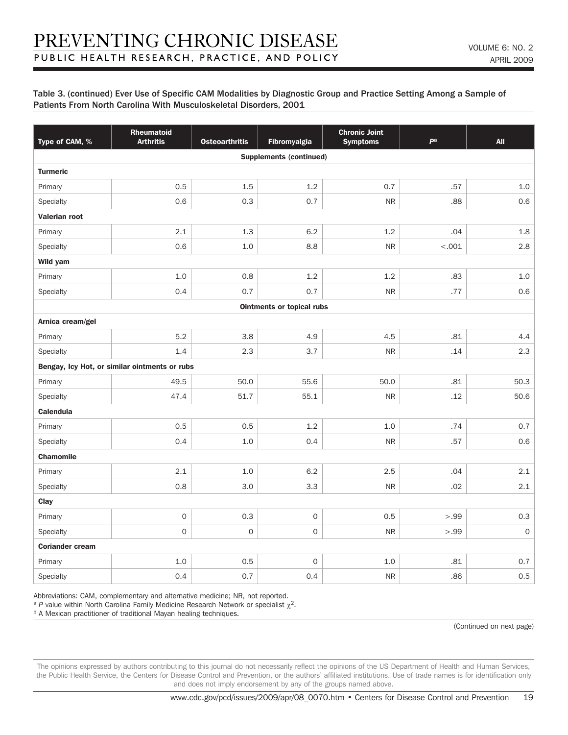Table 3. (continued) Ever Use of Specific CAM Modalities by Diagnostic Group and Practice Setting Among a Sample of Patients From North Carolina With Musculoskeletal Disorders, 2001

| Type of CAM, % | Rheumatoid Arthritis | Osteoarthritis | Fibromyalgia | Chronic Joint Symptoms | $P$[a] | All |
|---|---|---|---|---|---|---|
| **Supplements (continued)** | | | | | | |
| **Turmeric** | | | | | | |
| Primary | 0.5 | 1.5 | 1.2 | 0.7 | .57 | 1.0 |
| Specialty | 0.6 | 0.3 | 0.7 | NR | .88 | 0.6 |
| **Valerian root** | | | | | | |
| Primary | 2.1 | 1.3 | 6.2 | 1.2 | .04 | 1.8 |
| Specialty | 0.6 | 1.0 | 8.8 | NR | <.001 | 2.8 |
| **Wild yam** | | | | | | |
| Primary | 1.0 | 0.8 | 1.2 | 1.2 | .83 | 1.0 |
| Specialty | 0.4 | 0.7 | 0.7 | NR | .77 | 0.6 |
| **Ointments or topical rubs** | | | | | | |
| **Arnica cream/gel** | | | | | | |
| Primary | 5.2 | 3.8 | 4.9 | 4.5 | .81 | 4.4 |
| Specialty | 1.4 | 2.3 | 3.7 | NR | .14 | 2.3 |
| **Bengay, Icy Hot, or similar ointments or rubs** | | | | | | |
| Primary | 49.5 | 50.0 | 55.6 | 50.0 | .81 | 50.3 |
| Specialty | 47.4 | 51.7 | 55.1 | NR | .12 | 50.6 |
| **Calendula** | | | | | | |
| Primary | 0.5 | 0.5 | 1.2 | 1.0 | .74 | 0.7 |
| Specialty | 0.4 | 1.0 | 0.4 | NR | .57 | 0.6 |
| **Chamomile** | | | | | | |
| Primary | 2.1 | 1.0 | 6.2 | 2.5 | .04 | 2.1 |
| Specialty | 0.8 | 3.0 | 3.3 | NR | .02 | 2.1 |
| **Clay** | | | | | | |
| Primary | 0 | 0.3 | 0 | 0.5 | >.99 | 0.3 |
| Specialty | 0 | 0 | 0 | NR | >.99 | 0 |
| **Coriander cream** | | | | | | |
| Primary | 1.0 | 0.5 | 0 | 1.0 | .81 | 0.7 |
| Specialty | 0.4 | 0.7 | 0.4 | NR | .86 | 0.5 |

Abbreviations: CAM, complementary and alternative medicine; NR, not reported.

[a] $P$ value within North Carolina Family Medicine Research Network or specialist $\chi^2$.

[b] A Mexican practitioner of traditional Mayan healing techniques.

(Continued on next page)

The opinions expressed by authors contributing to this journal do not necessarily reflect the opinions of the US Department of Health and Human Services, the Public Health Service, the Centers for Disease Control and Prevention, or the authors' affiliated institutions. Use of trade names is for identification only and does not imply endorsement by any of the groups named above.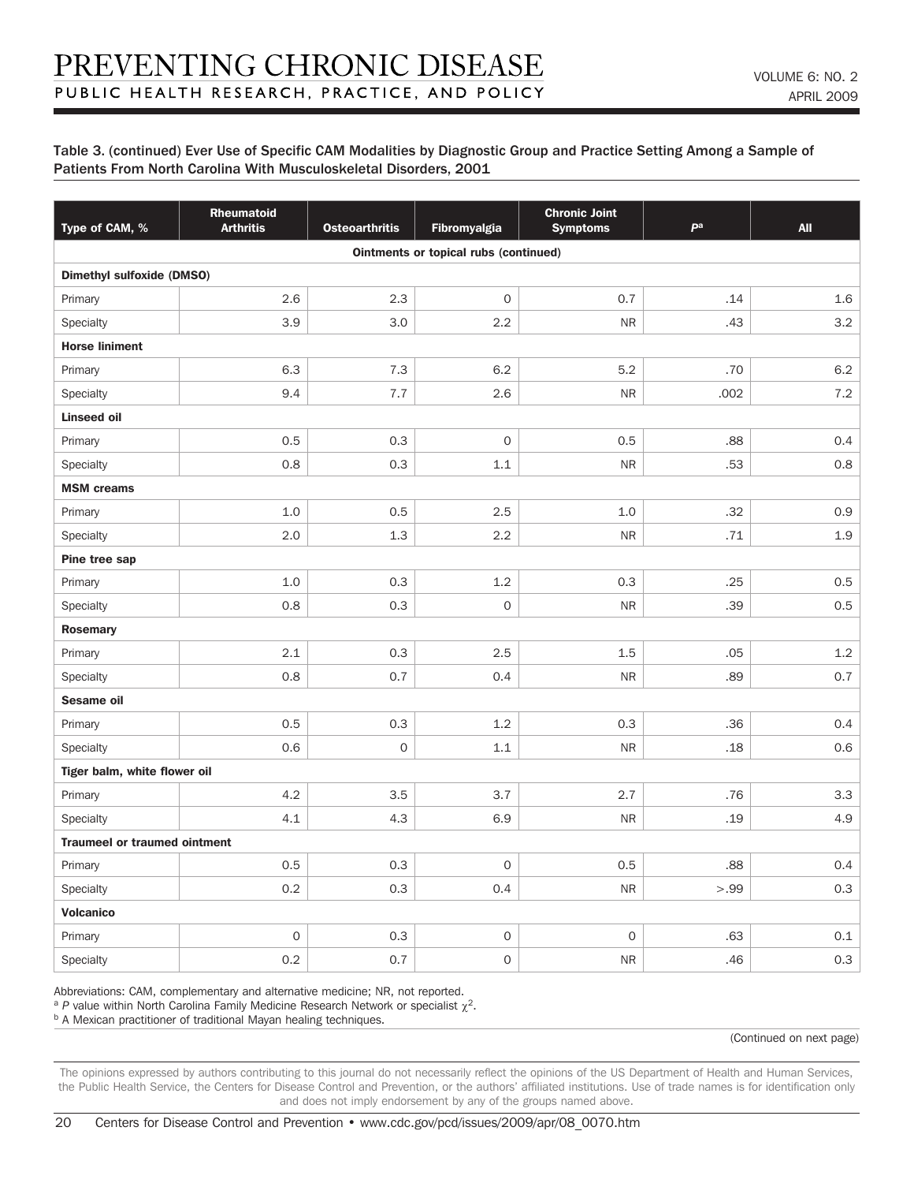Table 3. (continued) Ever Use of Specific CAM Modalities by Diagnostic Group and Practice Setting Among a Sample of Patients From North Carolina With Musculoskeletal Disorders, 2001

| Type of CAM, % | Rheumatoid Arthritis | Osteoarthritis | Fibromyalgia | Chronic Joint Symptoms | P[a] | All |
|---|---|---|---|---|---|---|
| **Ointments or topical rubs (continued)** | | | | | | |
| **Dimethyl sulfoxide (DMSO)** | | | | | | |
| Primary | 2.6 | 2.3 | 0 | 0.7 | .14 | 1.6 |
| Specialty | 3.9 | 3.0 | 2.2 | NR | .43 | 3.2 |
| **Horse liniment** | | | | | | |
| Primary | 6.3 | 7.3 | 6.2 | 5.2 | .70 | 6.2 |
| Specialty | 9.4 | 7.7 | 2.6 | NR | .002 | 7.2 |
| **Linseed oil** | | | | | | |
| Primary | 0.5 | 0.3 | 0 | 0.5 | .88 | 0.4 |
| Specialty | 0.8 | 0.3 | 1.1 | NR | .53 | 0.8 |
| **MSM creams** | | | | | | |
| Primary | 1.0 | 0.5 | 2.5 | 1.0 | .32 | 0.9 |
| Specialty | 2.0 | 1.3 | 2.2 | NR | .71 | 1.9 |
| **Pine tree sap** | | | | | | |
| Primary | 1.0 | 0.3 | 1.2 | 0.3 | .25 | 0.5 |
| Specialty | 0.8 | 0.3 | 0 | NR | .39 | 0.5 |
| **Rosemary** | | | | | | |
| Primary | 2.1 | 0.3 | 2.5 | 1.5 | .05 | 1.2 |
| Specialty | 0.8 | 0.7 | 0.4 | NR | .89 | 0.7 |
| **Sesame oil** | | | | | | |
| Primary | 0.5 | 0.3 | 1.2 | 0.3 | .36 | 0.4 |
| Specialty | 0.6 | 0 | 1.1 | NR | .18 | 0.6 |
| **Tiger balm, white flower oil** | | | | | | |
| Primary | 4.2 | 3.5 | 3.7 | 2.7 | .76 | 3.3 |
| Specialty | 4.1 | 4.3 | 6.9 | NR | .19 | 4.9 |
| **Traumeel or traumed ointment** | | | | | | |
| Primary | 0.5 | 0.3 | 0 | 0.5 | .88 | 0.4 |
| Specialty | 0.2 | 0.3 | 0.4 | NR | >.99 | 0.3 |
| **Volcanico** | | | | | | |
| Primary | 0 | 0.3 | 0 | 0 | .63 | 0.1 |
| Specialty | 0.2 | 0.7 | 0 | NR | .46 | 0.3 |

Abbreviations: CAM, complementary and alternative medicine; NR, not reported.

[a] *P* value within North Carolina Family Medicine Research Network or specialist $\chi^2$.

[b] A Mexican practitioner of traditional Mayan healing techniques.

(Continued on next page)

The opinions expressed by authors contributing to this journal do not necessarily reflect the opinions of the US Department of Health and Human Services, the Public Health Service, the Centers for Disease Control and Prevention, or the authors' affiliated institutions. Use of trade names is for identification only and does not imply endorsement by any of the groups named above.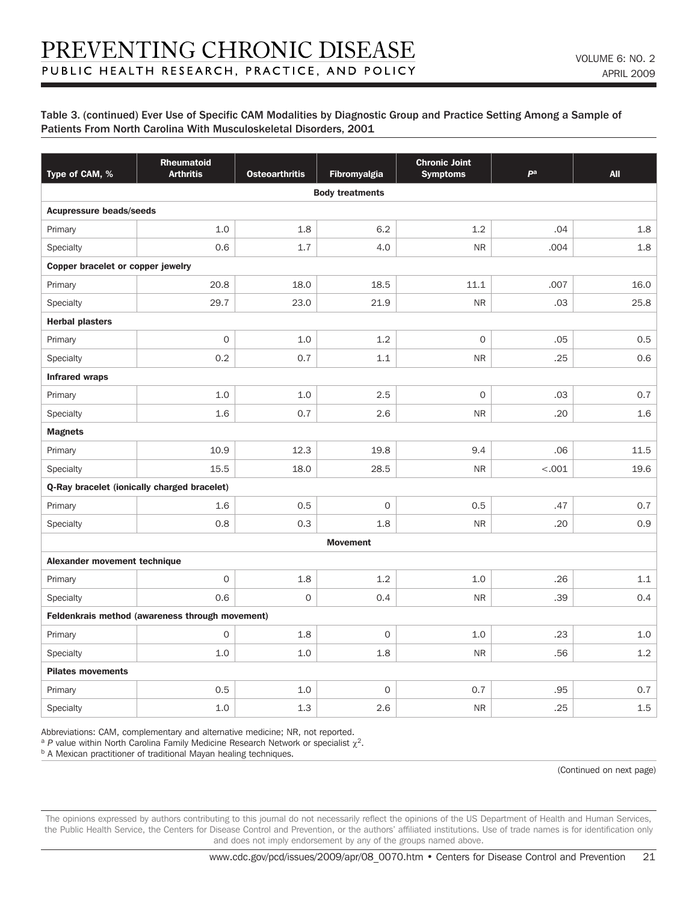Table 3. (continued) Ever Use of Specific CAM Modalities by Diagnostic Group and Practice Setting Among a Sample of Patients From North Carolina With Musculoskeletal Disorders, 2001

| Type of CAM, % | Rheumatoid Arthritis | Osteoarthritis | Fibromyalgia | Chronic Joint Symptoms | P[a] | All |
|---|---|---|---|---|---|---|
| **Body treatments** | | | | | | |
| **Acupressure beads/seeds** | | | | | | |
| Primary | 1.0 | 1.8 | 6.2 | 1.2 | .04 | 1.8 |
| Specialty | 0.6 | 1.7 | 4.0 | NR | .004 | 1.8 |
| **Copper bracelet or copper jewelry** | | | | | | |
| Primary | 20.8 | 18.0 | 18.5 | 11.1 | .007 | 16.0 |
| Specialty | 29.7 | 23.0 | 21.9 | NR | .03 | 25.8 |
| **Herbal plasters** | | | | | | |
| Primary | 0 | 1.0 | 1.2 | 0 | .05 | 0.5 |
| Specialty | 0.2 | 0.7 | 1.1 | NR | .25 | 0.6 |
| **Infrared wraps** | | | | | | |
| Primary | 1.0 | 1.0 | 2.5 | 0 | .03 | 0.7 |
| Specialty | 1.6 | 0.7 | 2.6 | NR | .20 | 1.6 |
| **Magnets** | | | | | | |
| Primary | 10.9 | 12.3 | 19.8 | 9.4 | .06 | 11.5 |
| Specialty | 15.5 | 18.0 | 28.5 | NR | <.001 | 19.6 |
| **Q-Ray bracelet (ionically charged bracelet)** | | | | | | |
| Primary | 1.6 | 0.5 | 0 | 0.5 | .47 | 0.7 |
| Specialty | 0.8 | 0.3 | 1.8 | NR | .20 | 0.9 |
| **Movement** | | | | | | |
| **Alexander movement technique** | | | | | | |
| Primary | 0 | 1.8 | 1.2 | 1.0 | .26 | 1.1 |
| Specialty | 0.6 | 0 | 0.4 | NR | .39 | 0.4 |
| **Feldenkrais method (awareness through movement)** | | | | | | |
| Primary | 0 | 1.8 | 0 | 1.0 | .23 | 1.0 |
| Specialty | 1.0 | 1.0 | 1.8 | NR | .56 | 1.2 |
| **Pilates movements** | | | | | | |
| Primary | 0.5 | 1.0 | 0 | 0.7 | .95 | 0.7 |
| Specialty | 1.0 | 1.3 | 2.6 | NR | .25 | 1.5 |

Abbreviations: CAM, complementary and alternative medicine; NR, not reported.

[a] *P* value within North Carolina Family Medicine Research Network or specialist $\chi^2$.

[b] A Mexican practitioner of traditional Mayan healing techniques.

(Continued on next page)

The opinions expressed by authors contributing to this journal do not necessarily reflect the opinions of the US Department of Health and Human Services, the Public Health Service, the Centers for Disease Control and Prevention, or the authors' affiliated institutions. Use of trade names is for identification only and does not imply endorsement by any of the groups named above.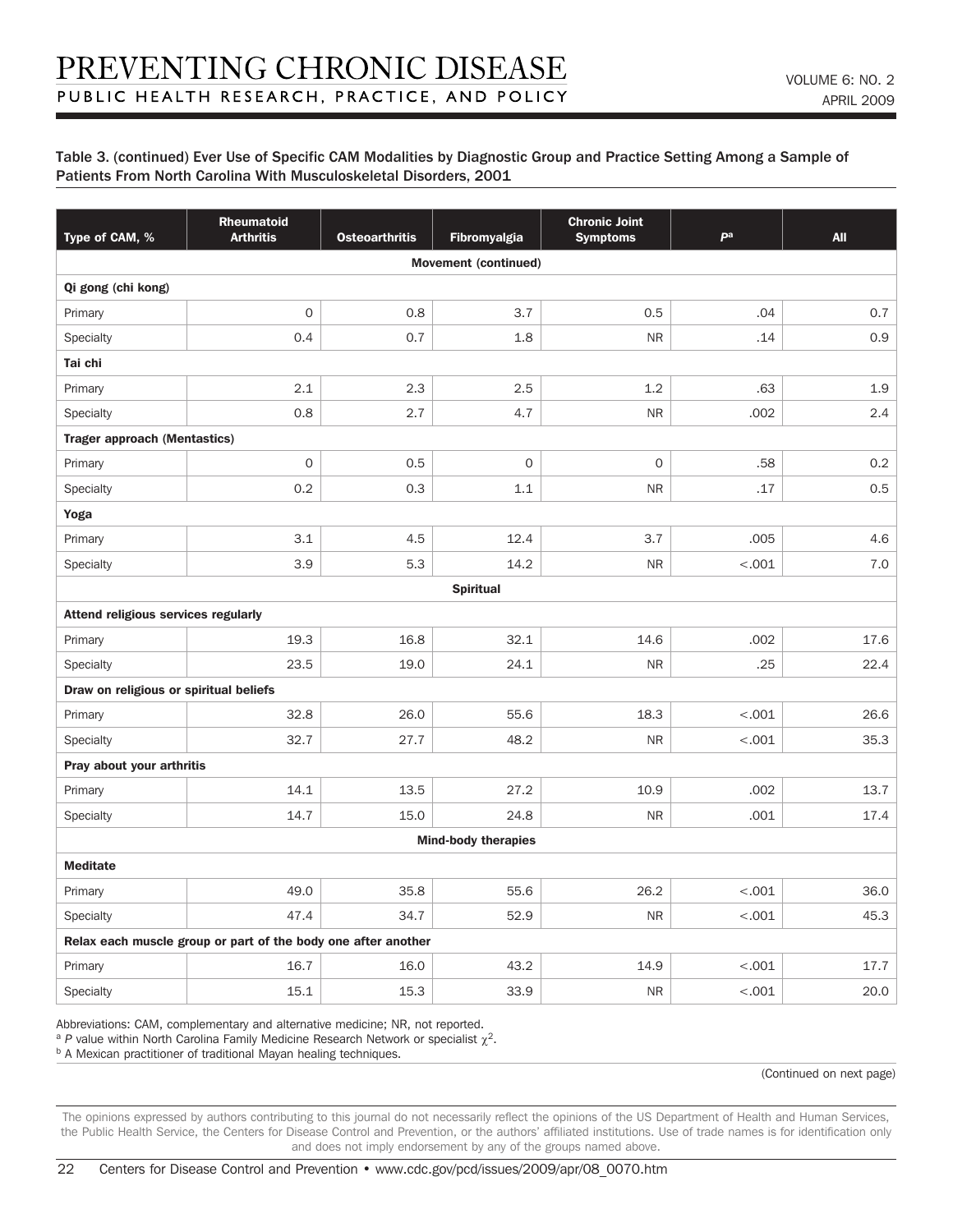Table 3. (continued) Ever Use of Specific CAM Modalities by Diagnostic Group and Practice Setting Among a Sample of Patients From North Carolina With Musculoskeletal Disorders, 2001

| Type of CAM, % | Rheumatoid Arthritis | Osteoarthritis | Fibromyalgia | Chronic Joint Symptoms | P[a] | All |
|---|---|---|---|---|---|---|
| **Movement (continued)** | | | | | | |
| **Qi gong (chi kong)** | | | | | | |
| Primary | 0 | 0.8 | 3.7 | 0.5 | .04 | 0.7 |
| Specialty | 0.4 | 0.7 | 1.8 | NR | .14 | 0.9 |
| **Tai chi** | | | | | | |
| Primary | 2.1 | 2.3 | 2.5 | 1.2 | .63 | 1.9 |
| Specialty | 0.8 | 2.7 | 4.7 | NR | .002 | 2.4 |
| **Trager approach (Mentastics)** | | | | | | |
| Primary | 0 | 0.5 | 0 | 0 | .58 | 0.2 |
| Specialty | 0.2 | 0.3 | 1.1 | NR | .17 | 0.5 |
| **Yoga** | | | | | | |
| Primary | 3.1 | 4.5 | 12.4 | 3.7 | .005 | 4.6 |
| Specialty | 3.9 | 5.3 | 14.2 | NR | <.001 | 7.0 |
| **Spiritual** | | | | | | |
| **Attend religious services regularly** | | | | | | |
| Primary | 19.3 | 16.8 | 32.1 | 14.6 | .002 | 17.6 |
| Specialty | 23.5 | 19.0 | 24.1 | NR | .25 | 22.4 |
| **Draw on religious or spiritual beliefs** | | | | | | |
| Primary | 32.8 | 26.0 | 55.6 | 18.3 | <.001 | 26.6 |
| Specialty | 32.7 | 27.7 | 48.2 | NR | <.001 | 35.3 |
| **Pray about your arthritis** | | | | | | |
| Primary | 14.1 | 13.5 | 27.2 | 10.9 | .002 | 13.7 |
| Specialty | 14.7 | 15.0 | 24.8 | NR | .001 | 17.4 |
| **Mind-body therapies** | | | | | | |
| **Meditate** | | | | | | |
| Primary | 49.0 | 35.8 | 55.6 | 26.2 | <.001 | 36.0 |
| Specialty | 47.4 | 34.7 | 52.9 | NR | <.001 | 45.3 |
| **Relax each muscle group or part of the body one after another** | | | | | | |
| Primary | 16.7 | 16.0 | 43.2 | 14.9 | <.001 | 17.7 |
| Specialty | 15.1 | 15.3 | 33.9 | NR | <.001 | 20.0 |

Abbreviations: CAM, complementary and alternative medicine; NR, not reported.

[a] *P* value within North Carolina Family Medicine Research Network or specialist $\chi^2$.

[b] A Mexican practitioner of traditional Mayan healing techniques.

(Continued on next page)

The opinions expressed by authors contributing to this journal do not necessarily reflect the opinions of the US Department of Health and Human Services, the Public Health Service, the Centers for Disease Control and Prevention, or the authors' affiliated institutions. Use of trade names is for identification only and does not imply endorsement by any of the groups named above.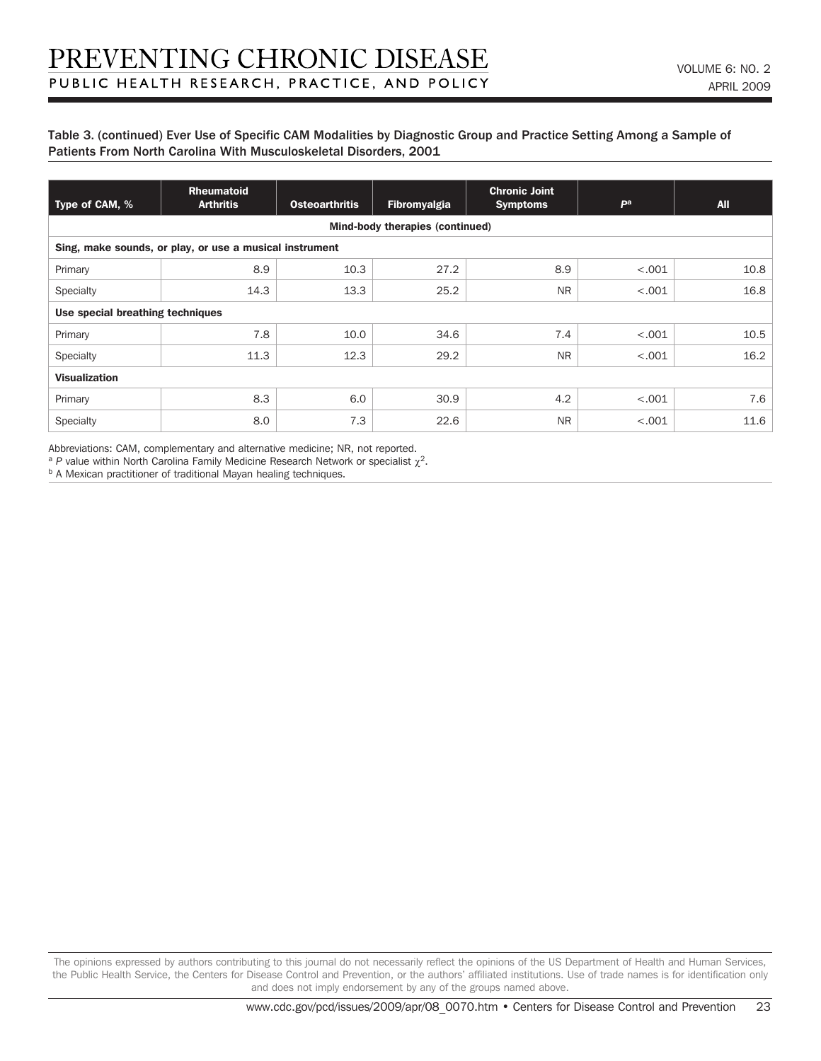Table 3. (continued) Ever Use of Specific CAM Modalities by Diagnostic Group and Practice Setting Among a Sample of Patients From North Carolina With Musculoskeletal Disorders, 2001

| Type of CAM, % | Rheumatoid Arthritis | Osteoarthritis | Fibromyalgia | Chronic Joint Symptoms | $P$[a] | All |
|---|---|---|---|---|---|---|
| **Mind-body therapies (continued)** | | | | | | |
| **Sing, make sounds, or play, or use a musical instrument** | | | | | | |
| Primary | 8.9 | 10.3 | 27.2 | 8.9 | <.001 | 10.8 |
| Specialty | 14.3 | 13.3 | 25.2 | NR | <.001 | 16.8 |
| **Use special breathing techniques** | | | | | | |
| Primary | 7.8 | 10.0 | 34.6 | 7.4 | <.001 | 10.5 |
| Specialty | 11.3 | 12.3 | 29.2 | NR | <.001 | 16.2 |
| **Visualization** | | | | | | |
| Primary | 8.3 | 6.0 | 30.9 | 4.2 | <.001 | 7.6 |
| Specialty | 8.0 | 7.3 | 22.6 | NR | <.001 | 11.6 |

Abbreviations: CAM, complementary and alternative medicine; NR, not reported.

[a] $P$ value within North Carolina Family Medicine Research Network or specialist $\chi^2$.

[b] A Mexican practitioner of traditional Mayan healing techniques.

The opinions expressed by authors contributing to this journal do not necessarily reflect the opinions of the US Department of Health and Human Services, the Public Health Service, the Centers for Disease Control and Prevention, or the authors' affiliated institutions. Use of trade names is for identification only and does not imply endorsement by any of the groups named above.